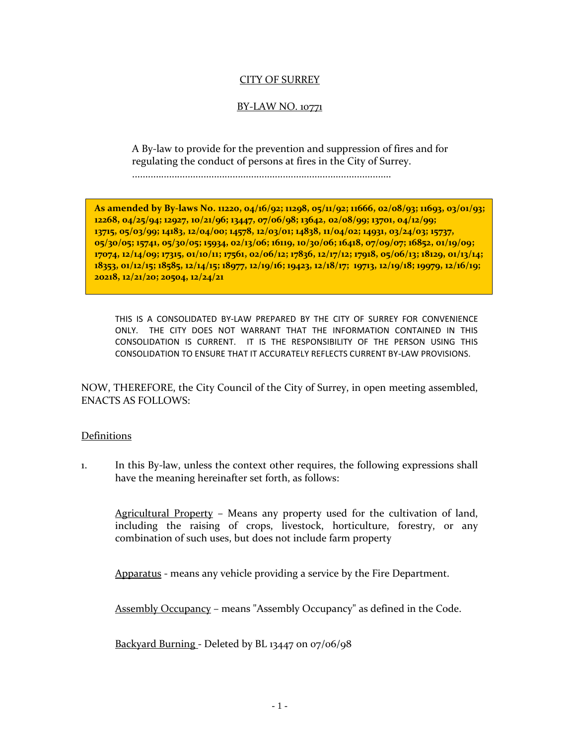# CITY OF SURREY

## BY-LAW NO. 10771

A By-law to provide for the prevention and suppression of fires and for regulating the conduct of persons at fires in the City of Surrey.

.................................................................................................

**As amended by By-laws No. 11220, 04/16/92; 11298, 05/11/92; 11666, 02/08/93; 11693, 03/01/93; 12268, 04/25/94; 12927, 10/21/96; 13447, 07/06/98; 13642, 02/08/99; 13701, 04/12/99; 13715, 05/03/99; 14183, 12/04/00; 14578, 12/03/01; 14838, 11/04/02; 14931, 03/24/03; 15737, 05/30/05; 15741, 05/30/05; 15934, 02/13/06; 16119, 10/30/06; 16418, 07/09/07; 16852, 01/19/09; 17074, 12/14/09; 17315, 01/10/11; 17561, 02/06/12; 17836, 12/17/12; 17918, 05/06/13; 18129, 01/13/14; 18353, 01/12/15; 18585, 12/14/15; 18977, 12/19/16; 19423, 12/18/17; 19713, 12/19/18; 19979, 12/16/19; 20218, 12/21/20; 20504, 12/24/21**

THIS IS A CONSOLIDATED BY-LAW PREPARED BY THE CITY OF SURREY FOR CONVENIENCE ONLY. THE CITY DOES NOT WARRANT THAT THE INFORMATION CONTAINED IN THIS CONSOLIDATION IS CURRENT. IT IS THE RESPONSIBILITY OF THE PERSON USING THIS CONSOLIDATION TO ENSURE THAT IT ACCURATELY REFLECTS CURRENT BY-LAW PROVISIONS.

NOW, THEREFORE, the City Council of the City of Surrey, in open meeting assembled, ENACTS AS FOLLOWS:

### Definitions

1. In this By-law, unless the context other requires, the following expressions shall have the meaning hereinafter set forth, as follows:

   Agricultural Property – Means any property used for the cultivation of land, including the raising of crops, livestock, horticulture, forestry, or any combination of such uses, but does not include farm property

   Apparatus - means any vehicle providing a service by the Fire Department.

   Assembly Occupancy – means "Assembly Occupancy" as defined in the Code.

   Backyard Burning - Deleted by BL 13447 on 07/06/98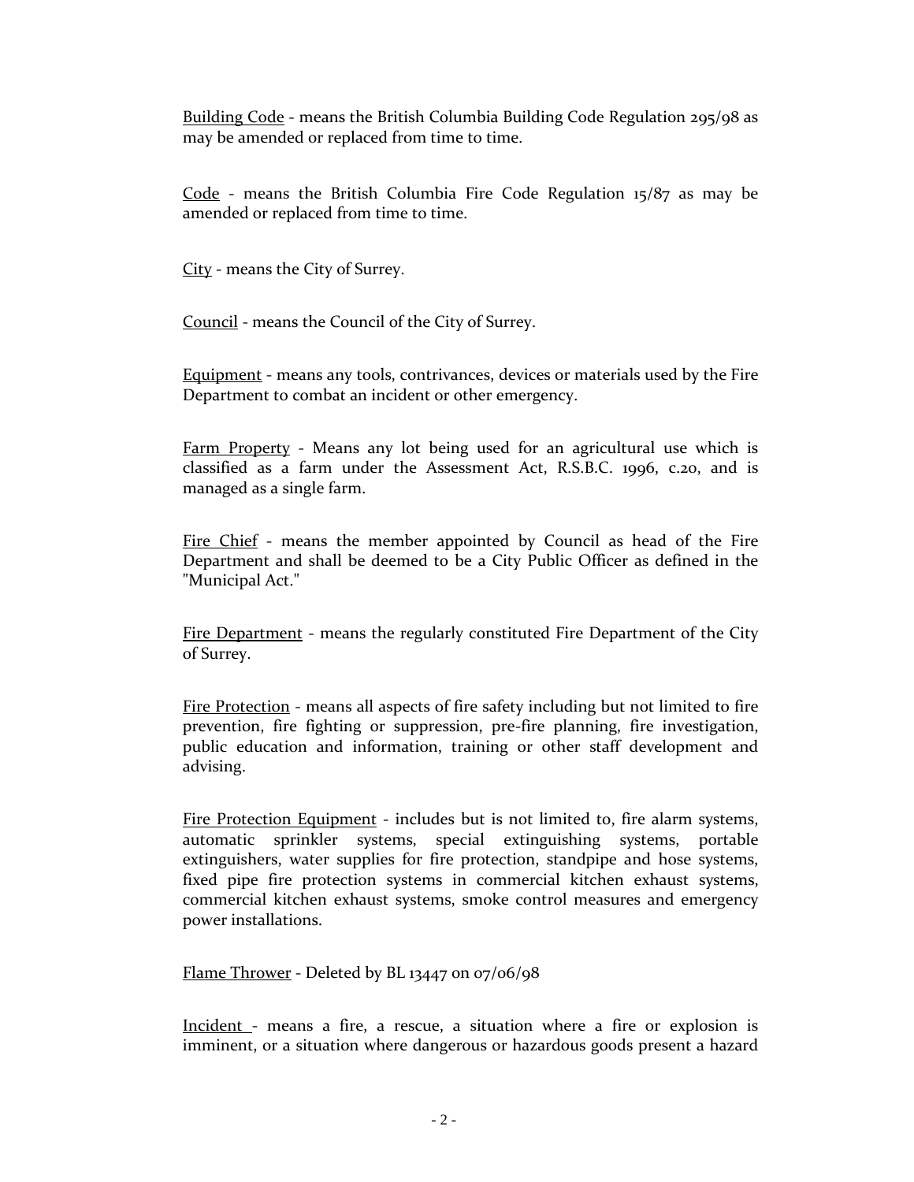<u>Building Code</u> - means the British Columbia Building Code Regulation 295/98 as may be amended or replaced from time to time.

<u>Code</u> - means the British Columbia Fire Code Regulation 15/87 as may be amended or replaced from time to time.

<u>City</u> - means the City of Surrey.

<u>Council</u> - means the Council of the City of Surrey.

<u>Equipment</u> - means any tools, contrivances, devices or materials used by the Fire Department to combat an incident or other emergency.

<u>Farm Property</u> - Means any lot being used for an agricultural use which is classified as a farm under the Assessment Act, R.S.B.C. 1996, c.20, and is managed as a single farm.

<u>Fire Chief</u> - means the member appointed by Council as head of the Fire Department and shall be deemed to be a City Public Officer as defined in the "Municipal Act."

<u>Fire Department</u> - means the regularly constituted Fire Department of the City of Surrey.

<u>Fire Protection</u> - means all aspects of fire safety including but not limited to fire prevention, fire fighting or suppression, pre-fire planning, fire investigation, public education and information, training or other staff development and advising.

<u>Fire Protection Equipment</u> - includes but is not limited to, fire alarm systems, automatic sprinkler systems, special extinguishing systems, portable extinguishers, water supplies for fire protection, standpipe and hose systems, fixed pipe fire protection systems in commercial kitchen exhaust systems, commercial kitchen exhaust systems, smoke control measures and emergency power installations.

<u>Flame Thrower</u> - Deleted by BL 13447 on 07/06/98

<u>Incident</u> - means a fire, a rescue, a situation where a fire or explosion is imminent, or a situation where dangerous or hazardous goods present a hazard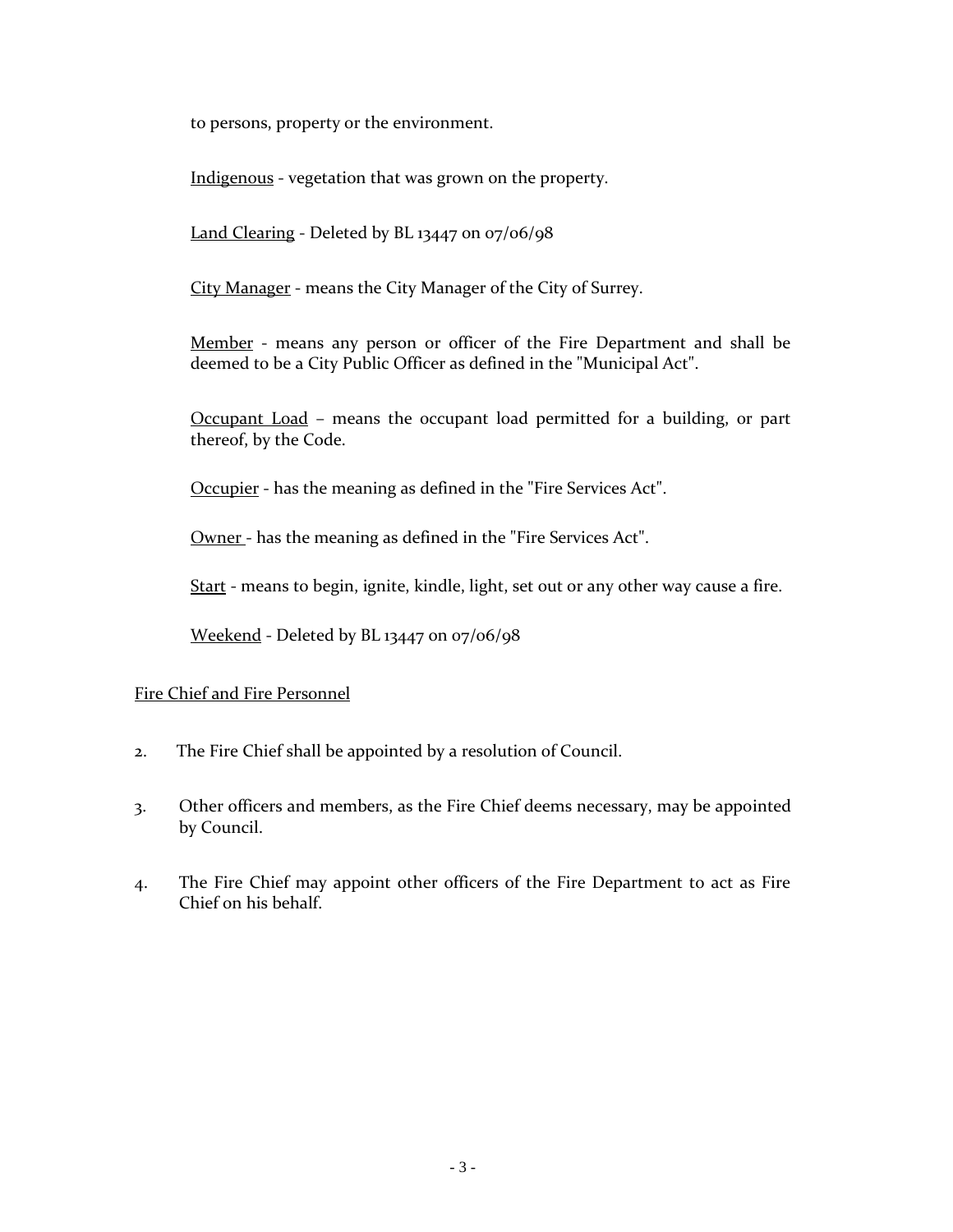to persons, property or the environment.

Indigenous - vegetation that was grown on the property.

Land Clearing - Deleted by BL 13447 on 07/06/98

City Manager - means the City Manager of the City of Surrey.

Member - means any person or officer of the Fire Department and shall be deemed to be a City Public Officer as defined in the "Municipal Act".

Occupant Load – means the occupant load permitted for a building, or part thereof, by the Code.

Occupier - has the meaning as defined in the "Fire Services Act".

Owner - has the meaning as defined in the "Fire Services Act".

Start - means to begin, ignite, kindle, light, set out or any other way cause a fire.

Weekend - Deleted by BL 13447 on 07/06/98

Fire Chief and Fire Personnel

2. The Fire Chief shall be appointed by a resolution of Council.

3. Other officers and members, as the Fire Chief deems necessary, may be appointed by Council.

4. The Fire Chief may appoint other officers of the Fire Department to act as Fire Chief on his behalf.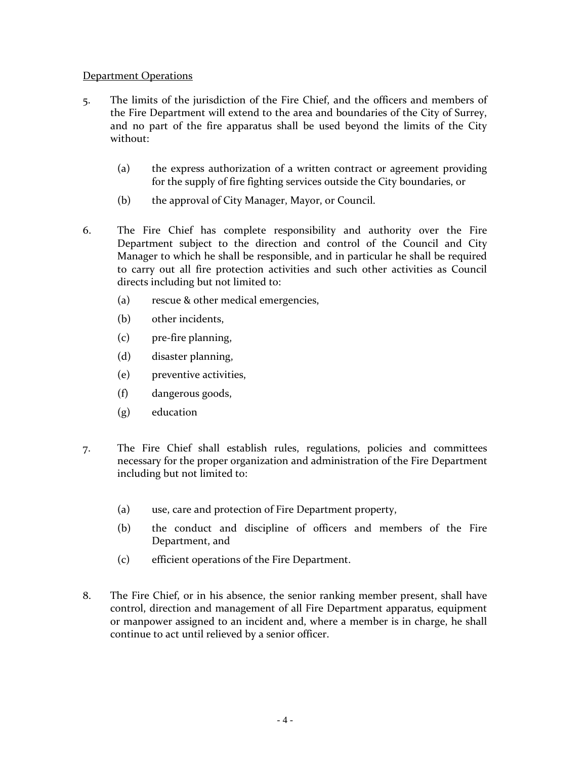Department Operations

5. The limits of the jurisdiction of the Fire Chief, and the officers and members of the Fire Department will extend to the area and boundaries of the City of Surrey, and no part of the fire apparatus shall be used beyond the limits of the City without:

   (a) the express authorization of a written contract or agreement providing for the supply of fire fighting services outside the City boundaries, or

   (b) the approval of City Manager, Mayor, or Council.

6. The Fire Chief has complete responsibility and authority over the Fire Department subject to the direction and control of the Council and City Manager to which he shall be responsible, and in particular he shall be required to carry out all fire protection activities and such other activities as Council directs including but not limited to:

   (a) rescue & other medical emergencies,

   (b) other incidents,

   (c) pre-fire planning,

   (d) disaster planning,

   (e) preventive activities,

   (f) dangerous goods,

   (g) education

7. The Fire Chief shall establish rules, regulations, policies and committees necessary for the proper organization and administration of the Fire Department including but not limited to:

   (a) use, care and protection of Fire Department property,

   (b) the conduct and discipline of officers and members of the Fire Department, and

   (c) efficient operations of the Fire Department.

8. The Fire Chief, or in his absence, the senior ranking member present, shall have control, direction and management of all Fire Department apparatus, equipment or manpower assigned to an incident and, where a member is in charge, he shall continue to act until relieved by a senior officer.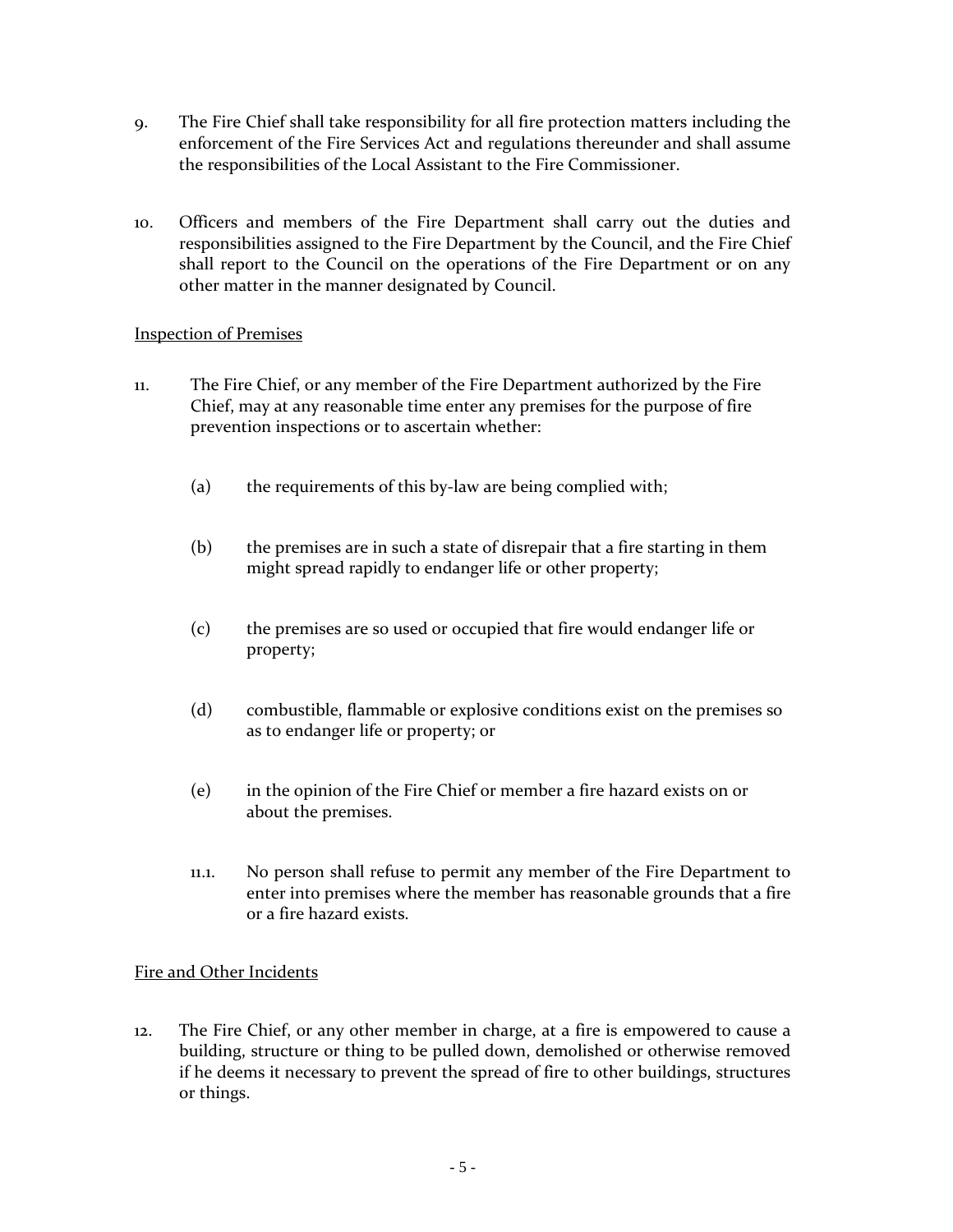9. The Fire Chief shall take responsibility for all fire protection matters including the enforcement of the Fire Services Act and regulations thereunder and shall assume the responsibilities of the Local Assistant to the Fire Commissioner.

10. Officers and members of the Fire Department shall carry out the duties and responsibilities assigned to the Fire Department by the Council, and the Fire Chief shall report to the Council on the operations of the Fire Department or on any other matter in the manner designated by Council.

<u>Inspection of Premises</u>

11. The Fire Chief, or any member of the Fire Department authorized by the Fire Chief, may at any reasonable time enter any premises for the purpose of fire prevention inspections or to ascertain whether:

    (a) the requirements of this by-law are being complied with;

    (b) the premises are in such a state of disrepair that a fire starting in them might spread rapidly to endanger life or other property;

    (c) the premises are so used or occupied that fire would endanger life or property;

    (d) combustible, flammable or explosive conditions exist on the premises so as to endanger life or property; or

    (e) in the opinion of the Fire Chief or member a fire hazard exists on or about the premises.

    11.1. No person shall refuse to permit any member of the Fire Department to enter into premises where the member has reasonable grounds that a fire or a fire hazard exists.

<u>Fire and Other Incidents</u>

12. The Fire Chief, or any other member in charge, at a fire is empowered to cause a building, structure or thing to be pulled down, demolished or otherwise removed if he deems it necessary to prevent the spread of fire to other buildings, structures or things.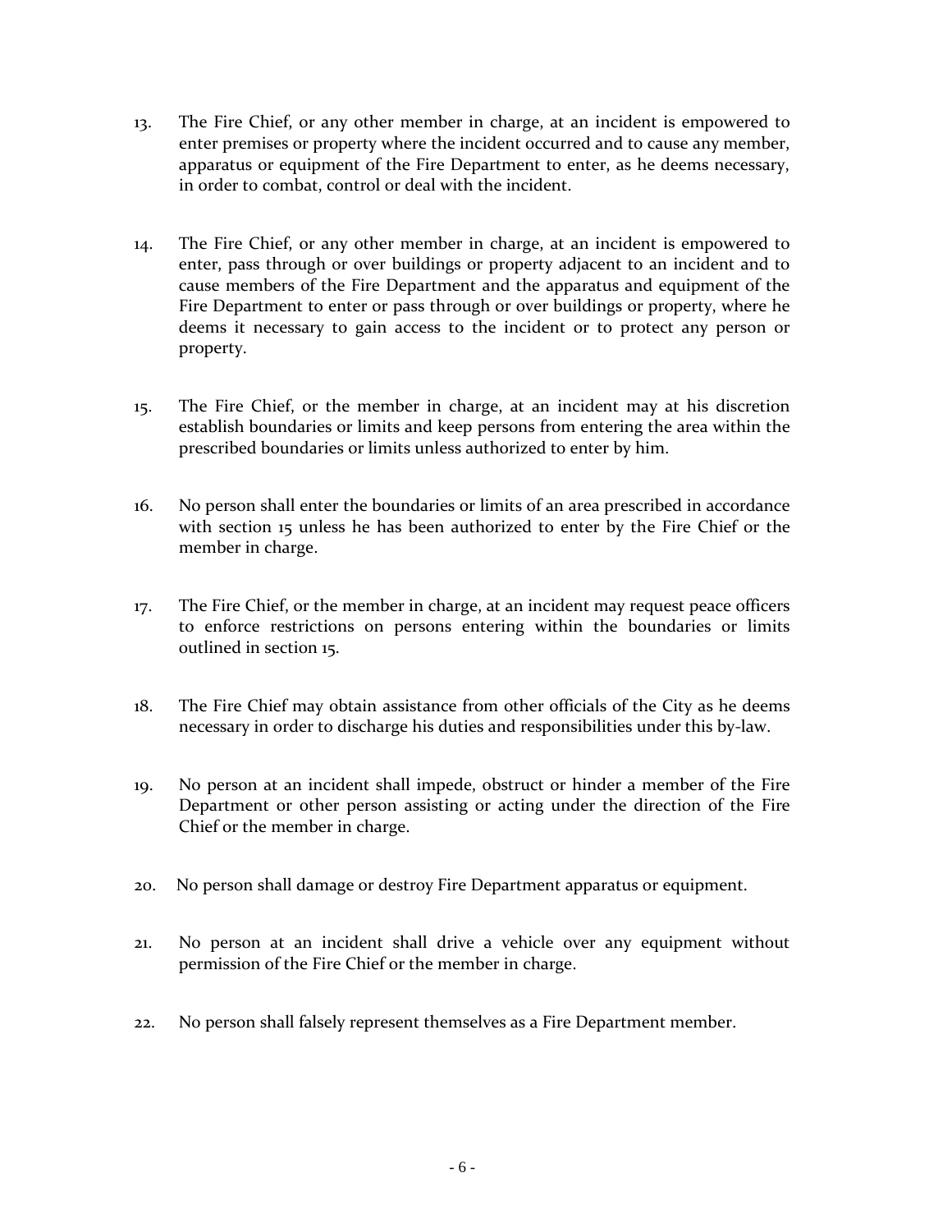13. The Fire Chief, or any other member in charge, at an incident is empowered to enter premises or property where the incident occurred and to cause any member, apparatus or equipment of the Fire Department to enter, as he deems necessary, in order to combat, control or deal with the incident.

14. The Fire Chief, or any other member in charge, at an incident is empowered to enter, pass through or over buildings or property adjacent to an incident and to cause members of the Fire Department and the apparatus and equipment of the Fire Department to enter or pass through or over buildings or property, where he deems it necessary to gain access to the incident or to protect any person or property.

15. The Fire Chief, or the member in charge, at an incident may at his discretion establish boundaries or limits and keep persons from entering the area within the prescribed boundaries or limits unless authorized to enter by him.

16. No person shall enter the boundaries or limits of an area prescribed in accordance with section 15 unless he has been authorized to enter by the Fire Chief or the member in charge.

17. The Fire Chief, or the member in charge, at an incident may request peace officers to enforce restrictions on persons entering within the boundaries or limits outlined in section 15.

18. The Fire Chief may obtain assistance from other officials of the City as he deems necessary in order to discharge his duties and responsibilities under this by-law.

19. No person at an incident shall impede, obstruct or hinder a member of the Fire Department or other person assisting or acting under the direction of the Fire Chief or the member in charge.

20. No person shall damage or destroy Fire Department apparatus or equipment.

21. No person at an incident shall drive a vehicle over any equipment without permission of the Fire Chief or the member in charge.

22. No person shall falsely represent themselves as a Fire Department member.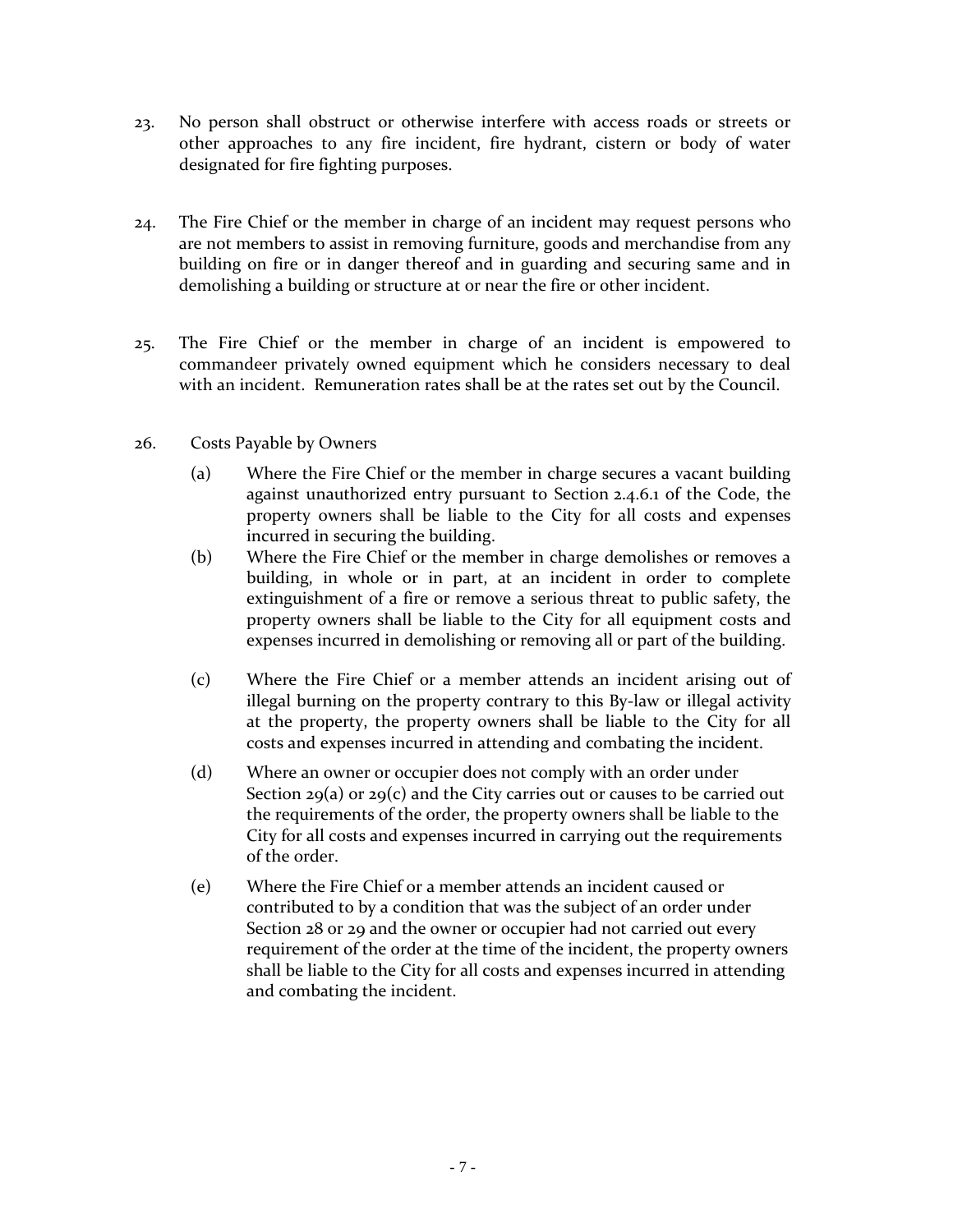23. No person shall obstruct or otherwise interfere with access roads or streets or other approaches to any fire incident, fire hydrant, cistern or body of water designated for fire fighting purposes.

24. The Fire Chief or the member in charge of an incident may request persons who are not members to assist in removing furniture, goods and merchandise from any building on fire or in danger thereof and in guarding and securing same and in demolishing a building or structure at or near the fire or other incident.

25. The Fire Chief or the member in charge of an incident is empowered to commandeer privately owned equipment which he considers necessary to deal with an incident. Remuneration rates shall be at the rates set out by the Council.

26. Costs Payable by Owners

    (a) Where the Fire Chief or the member in charge secures a vacant building against unauthorized entry pursuant to Section 2.4.6.1 of the Code, the property owners shall be liable to the City for all costs and expenses incurred in securing the building.

    (b) Where the Fire Chief or the member in charge demolishes or removes a building, in whole or in part, at an incident in order to complete extinguishment of a fire or remove a serious threat to public safety, the property owners shall be liable to the City for all equipment costs and expenses incurred in demolishing or removing all or part of the building.

    (c) Where the Fire Chief or a member attends an incident arising out of illegal burning on the property contrary to this By-law or illegal activity at the property, the property owners shall be liable to the City for all costs and expenses incurred in attending and combating the incident.

    (d) Where an owner or occupier does not comply with an order under Section 29(a) or 29(c) and the City carries out or causes to be carried out the requirements of the order, the property owners shall be liable to the City for all costs and expenses incurred in carrying out the requirements of the order.

    (e) Where the Fire Chief or a member attends an incident caused or contributed to by a condition that was the subject of an order under Section 28 or 29 and the owner or occupier had not carried out every requirement of the order at the time of the incident, the property owners shall be liable to the City for all costs and expenses incurred in attending and combating the incident.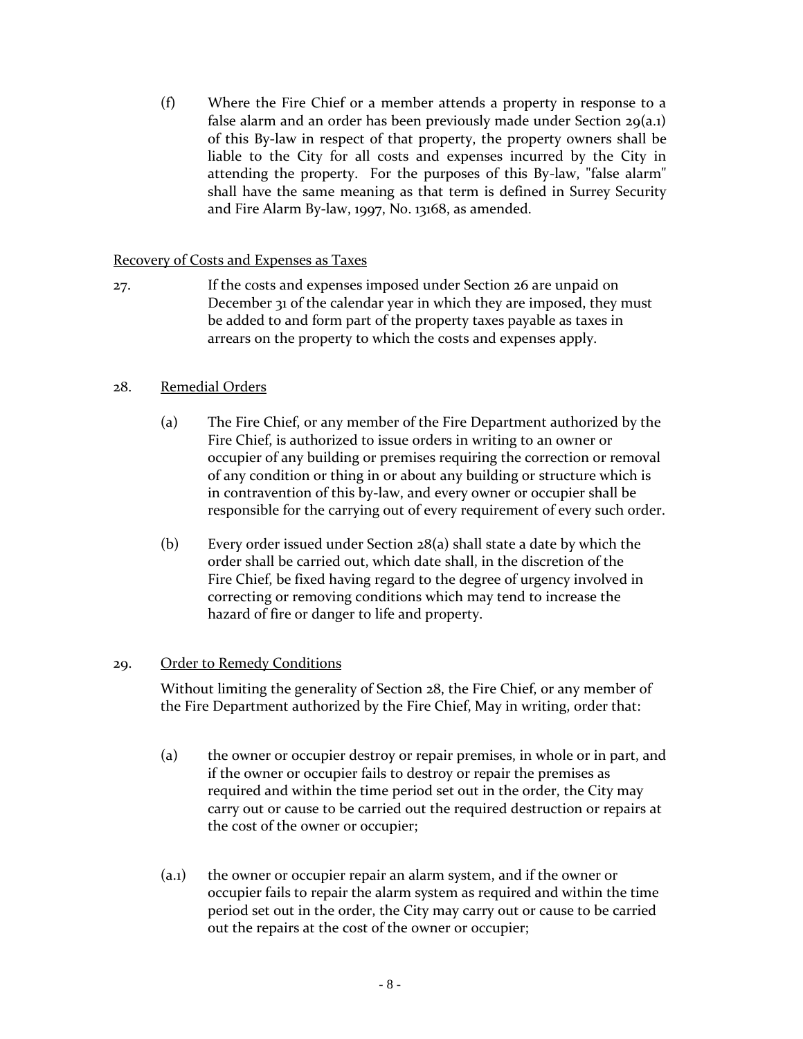(f) Where the Fire Chief or a member attends a property in response to a false alarm and an order has been previously made under Section 29(a.1) of this By-law in respect of that property, the property owners shall be liable to the City for all costs and expenses incurred by the City in attending the property. For the purposes of this By-law, "false alarm" shall have the same meaning as that term is defined in Surrey Security and Fire Alarm By-law, 1997, No. 13168, as amended.

Recovery of Costs and Expenses as Taxes

27. If the costs and expenses imposed under Section 26 are unpaid on December 31 of the calendar year in which they are imposed, they must be added to and form part of the property taxes payable as taxes in arrears on the property to which the costs and expenses apply.

28. Remedial Orders

(a) The Fire Chief, or any member of the Fire Department authorized by the Fire Chief, is authorized to issue orders in writing to an owner or occupier of any building or premises requiring the correction or removal of any condition or thing in or about any building or structure which is in contravention of this by-law, and every owner or occupier shall be responsible for the carrying out of every requirement of every such order.

(b) Every order issued under Section 28(a) shall state a date by which the order shall be carried out, which date shall, in the discretion of the Fire Chief, be fixed having regard to the degree of urgency involved in correcting or removing conditions which may tend to increase the hazard of fire or danger to life and property.

29. Order to Remedy Conditions

Without limiting the generality of Section 28, the Fire Chief, or any member of the Fire Department authorized by the Fire Chief, May in writing, order that:

(a) the owner or occupier destroy or repair premises, in whole or in part, and if the owner or occupier fails to destroy or repair the premises as required and within the time period set out in the order, the City may carry out or cause to be carried out the required destruction or repairs at the cost of the owner or occupier;

(a.1) the owner or occupier repair an alarm system, and if the owner or occupier fails to repair the alarm system as required and within the time period set out in the order, the City may carry out or cause to be carried out the repairs at the cost of the owner or occupier;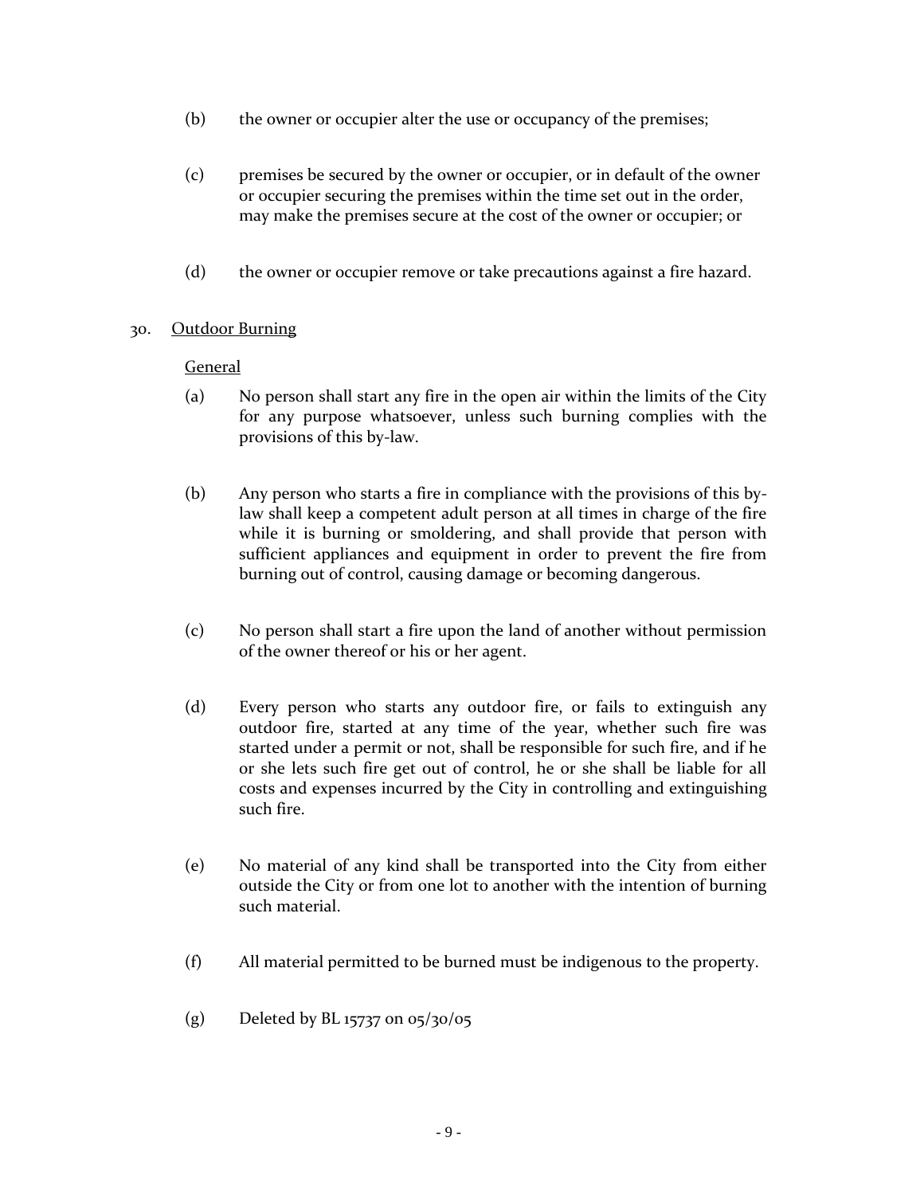(b) the owner or occupier alter the use or occupancy of the premises;

(c) premises be secured by the owner or occupier, or in default of the owner or occupier securing the premises within the time set out in the order, may make the premises secure at the cost of the owner or occupier; or

(d) the owner or occupier remove or take precautions against a fire hazard.

30. <u>Outdoor Burning</u>

<u>General</u>

(a) No person shall start any fire in the open air within the limits of the City for any purpose whatsoever, unless such burning complies with the provisions of this by-law.

(b) Any person who starts a fire in compliance with the provisions of this by-law shall keep a competent adult person at all times in charge of the fire while it is burning or smoldering, and shall provide that person with sufficient appliances and equipment in order to prevent the fire from burning out of control, causing damage or becoming dangerous.

(c) No person shall start a fire upon the land of another without permission of the owner thereof or his or her agent.

(d) Every person who starts any outdoor fire, or fails to extinguish any outdoor fire, started at any time of the year, whether such fire was started under a permit or not, shall be responsible for such fire, and if he or she lets such fire get out of control, he or she shall be liable for all costs and expenses incurred by the City in controlling and extinguishing such fire.

(e) No material of any kind shall be transported into the City from either outside the City or from one lot to another with the intention of burning such material.

(f) All material permitted to be burned must be indigenous to the property.

(g) Deleted by BL 15737 on 05/30/05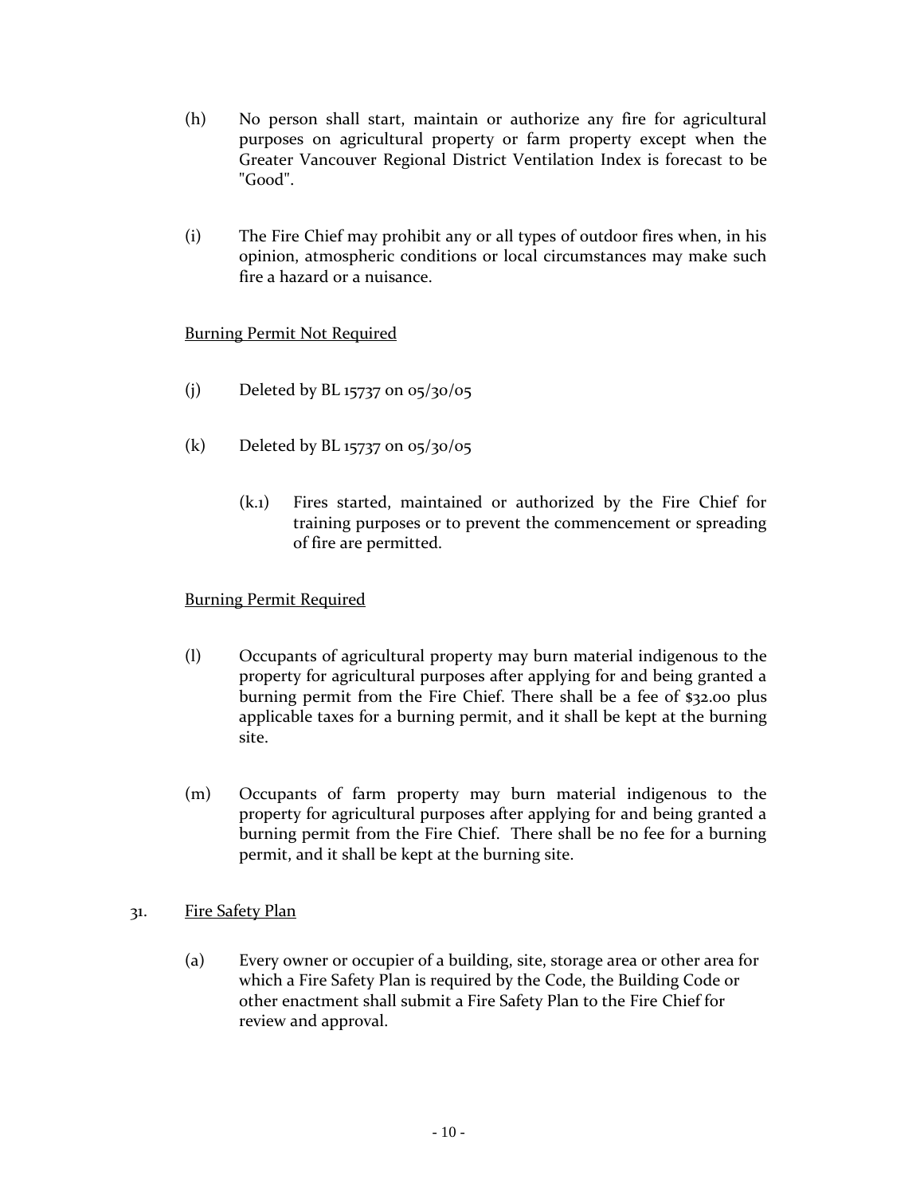(h) No person shall start, maintain or authorize any fire for agricultural purposes on agricultural property or farm property except when the Greater Vancouver Regional District Ventilation Index is forecast to be "Good".

(i) The Fire Chief may prohibit any or all types of outdoor fires when, in his opinion, atmospheric conditions or local circumstances may make such fire a hazard or a nuisance.

<u>Burning Permit Not Required</u>

(j) Deleted by BL 15737 on 05/30/05

(k) Deleted by BL 15737 on 05/30/05

(k.1) Fires started, maintained or authorized by the Fire Chief for training purposes or to prevent the commencement or spreading of fire are permitted.

<u>Burning Permit Required</u>

(l) Occupants of agricultural property may burn material indigenous to the property for agricultural purposes after applying for and being granted a burning permit from the Fire Chief. There shall be a fee of $32.00 plus applicable taxes for a burning permit, and it shall be kept at the burning site.

(m) Occupants of farm property may burn material indigenous to the property for agricultural purposes after applying for and being granted a burning permit from the Fire Chief. There shall be no fee for a burning permit, and it shall be kept at the burning site.

31. <u>Fire Safety Plan</u>

(a) Every owner or occupier of a building, site, storage area or other area for which a Fire Safety Plan is required by the Code, the Building Code or other enactment shall submit a Fire Safety Plan to the Fire Chief for review and approval.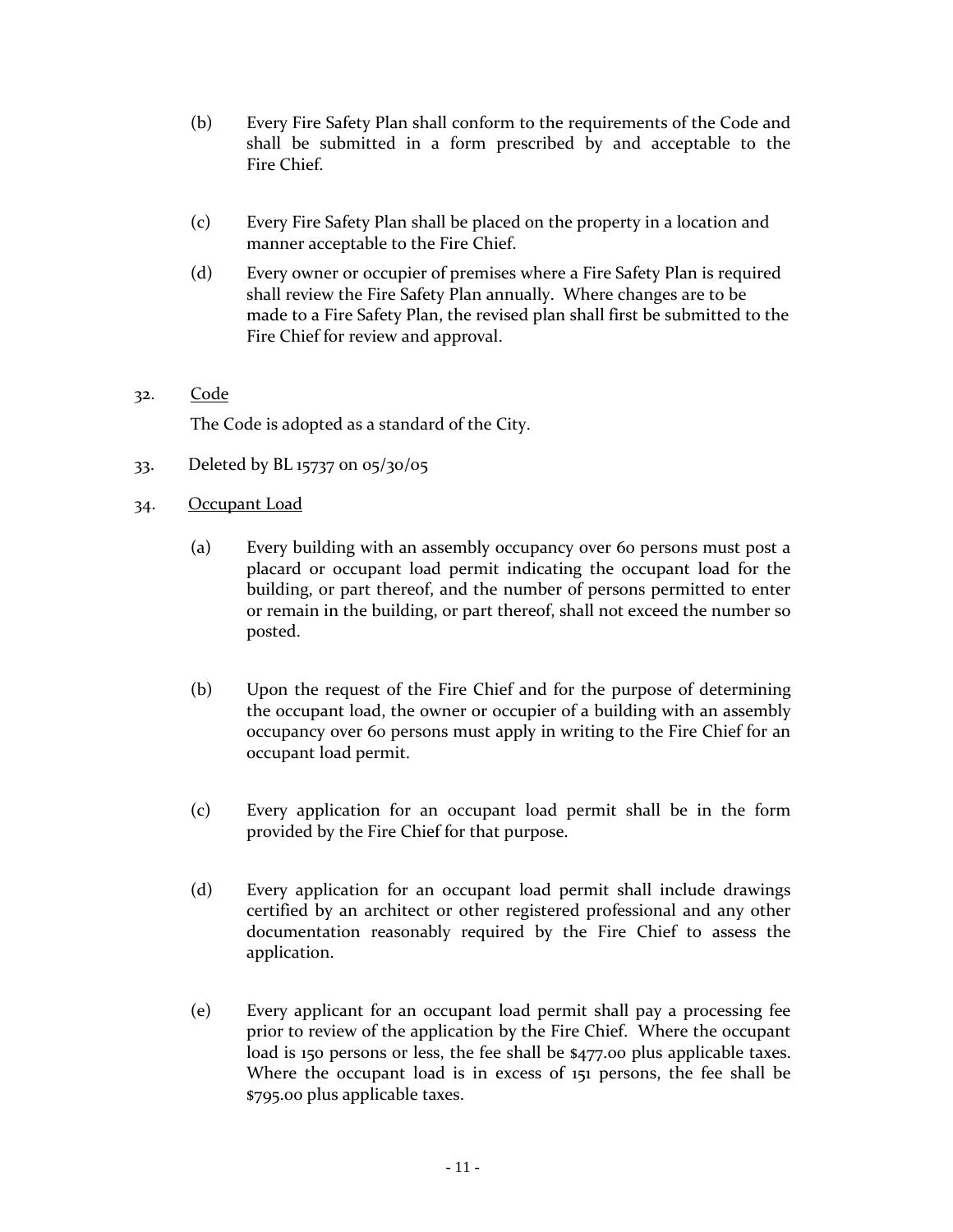(b) Every Fire Safety Plan shall conform to the requirements of the Code and shall be submitted in a form prescribed by and acceptable to the Fire Chief.

(c) Every Fire Safety Plan shall be placed on the property in a location and manner acceptable to the Fire Chief.

(d) Every owner or occupier of premises where a Fire Safety Plan is required shall review the Fire Safety Plan annually. Where changes are to be made to a Fire Safety Plan, the revised plan shall first be submitted to the Fire Chief for review and approval.

32. <u>Code</u>

The Code is adopted as a standard of the City.

33. Deleted by BL 15737 on 05/30/05

34. <u>Occupant Load</u>

(a) Every building with an assembly occupancy over 60 persons must post a placard or occupant load permit indicating the occupant load for the building, or part thereof, and the number of persons permitted to enter or remain in the building, or part thereof, shall not exceed the number so posted.

(b) Upon the request of the Fire Chief and for the purpose of determining the occupant load, the owner or occupier of a building with an assembly occupancy over 60 persons must apply in writing to the Fire Chief for an occupant load permit.

(c) Every application for an occupant load permit shall be in the form provided by the Fire Chief for that purpose.

(d) Every application for an occupant load permit shall include drawings certified by an architect or other registered professional and any other documentation reasonably required by the Fire Chief to assess the application.

(e) Every applicant for an occupant load permit shall pay a processing fee prior to review of the application by the Fire Chief. Where the occupant load is 150 persons or less, the fee shall be $477.00 plus applicable taxes. Where the occupant load is in excess of 151 persons, the fee shall be $795.00 plus applicable taxes.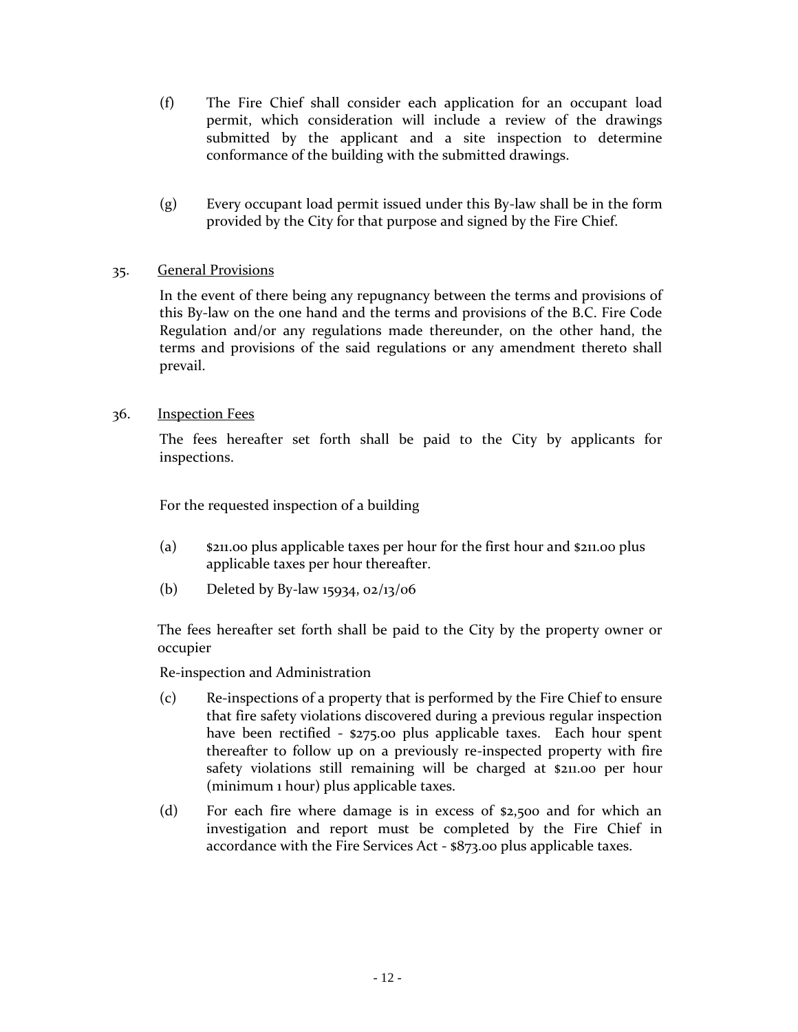(f) The Fire Chief shall consider each application for an occupant load permit, which consideration will include a review of the drawings submitted by the applicant and a site inspection to determine conformance of the building with the submitted drawings.

(g) Every occupant load permit issued under this By-law shall be in the form provided by the City for that purpose and signed by the Fire Chief.

35. <u>General Provisions</u>

In the event of there being any repugnancy between the terms and provisions of this By-law on the one hand and the terms and provisions of the B.C. Fire Code Regulation and/or any regulations made thereunder, on the other hand, the terms and provisions of the said regulations or any amendment thereto shall prevail.

36. <u>Inspection Fees</u>

The fees hereafter set forth shall be paid to the City by applicants for inspections.

For the requested inspection of a building

(a) $211.00 plus applicable taxes per hour for the first hour and $211.00 plus applicable taxes per hour thereafter.

(b) Deleted by By-law 15934, 02/13/06

The fees hereafter set forth shall be paid to the City by the property owner or occupier

Re-inspection and Administration

(c) Re-inspections of a property that is performed by the Fire Chief to ensure that fire safety violations discovered during a previous regular inspection have been rectified - $275.00 plus applicable taxes. Each hour spent thereafter to follow up on a previously re-inspected property with fire safety violations still remaining will be charged at $211.00 per hour (minimum 1 hour) plus applicable taxes.

(d) For each fire where damage is in excess of $2,500 and for which an investigation and report must be completed by the Fire Chief in accordance with the Fire Services Act - $873.00 plus applicable taxes.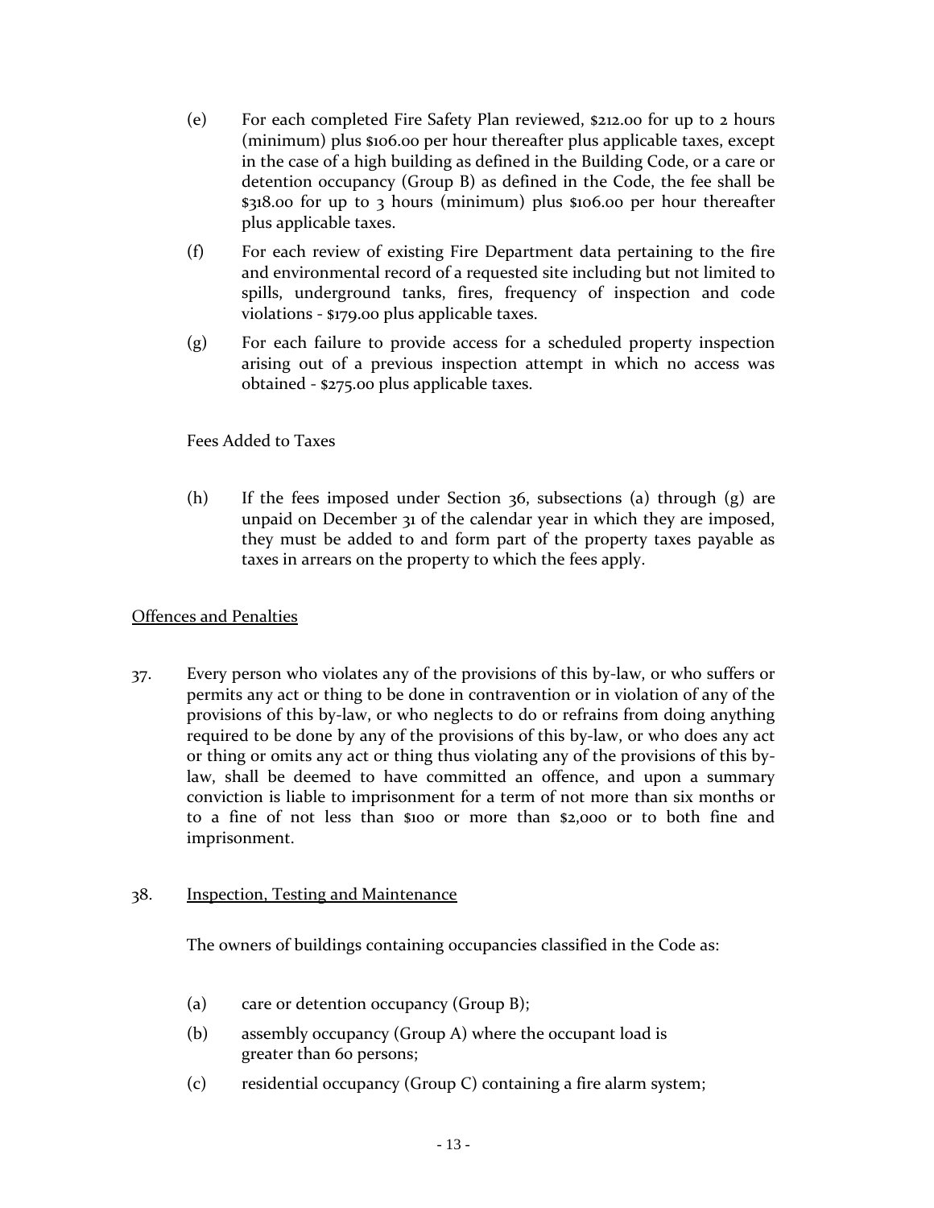(e) For each completed Fire Safety Plan reviewed, $212.00 for up to 2 hours (minimum) plus $106.00 per hour thereafter plus applicable taxes, except in the case of a high building as defined in the Building Code, or a care or detention occupancy (Group B) as defined in the Code, the fee shall be $318.00 for up to 3 hours (minimum) plus $106.00 per hour thereafter plus applicable taxes.

(f) For each review of existing Fire Department data pertaining to the fire and environmental record of a requested site including but not limited to spills, underground tanks, fires, frequency of inspection and code violations - $179.00 plus applicable taxes.

(g) For each failure to provide access for a scheduled property inspection arising out of a previous inspection attempt in which no access was obtained - $275.00 plus applicable taxes.

Fees Added to Taxes

(h) If the fees imposed under Section 36, subsections (a) through (g) are unpaid on December 31 of the calendar year in which they are imposed, they must be added to and form part of the property taxes payable as taxes in arrears on the property to which the fees apply.

## Offences and Penalties

37. Every person who violates any of the provisions of this by-law, or who suffers or permits any act or thing to be done in contravention or in violation of any of the provisions of this by-law, or who neglects to do or refrains from doing anything required to be done by any of the provisions of this by-law, or who does any act or thing or omits any act or thing thus violating any of the provisions of this by-law, shall be deemed to have committed an offence, and upon a summary conviction is liable to imprisonment for a term of not more than six months or to a fine of not less than $100 or more than $2,000 or to both fine and imprisonment.

38. Inspection, Testing and Maintenance

The owners of buildings containing occupancies classified in the Code as:

(a) care or detention occupancy (Group B);

(b) assembly occupancy (Group A) where the occupant load is greater than 60 persons;

(c) residential occupancy (Group C) containing a fire alarm system;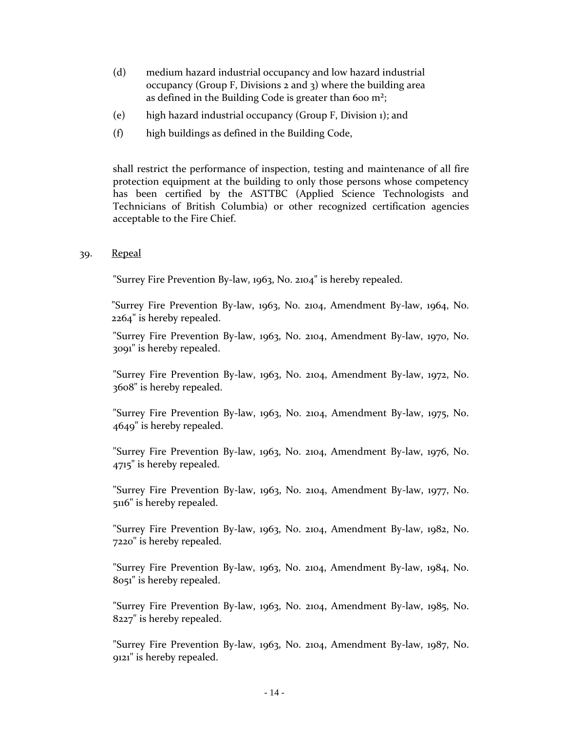(d) medium hazard industrial occupancy and low hazard industrial occupancy (Group F, Divisions 2 and 3) where the building area as defined in the Building Code is greater than 600 m$^2$;

(e) high hazard industrial occupancy (Group F, Division 1); and

(f) high buildings as defined in the Building Code,

shall restrict the performance of inspection, testing and maintenance of all fire protection equipment at the building to only those persons whose competency has been certified by the ASTTBC (Applied Science Technologists and Technicians of British Columbia) or other recognized certification agencies acceptable to the Fire Chief.

39. Repeal

"Surrey Fire Prevention By-law, 1963, No. 2104" is hereby repealed.

"Surrey Fire Prevention By-law, 1963, No. 2104, Amendment By-law, 1964, No. 2264" is hereby repealed.

"Surrey Fire Prevention By-law, 1963, No. 2104, Amendment By-law, 1970, No. 3091" is hereby repealed.

"Surrey Fire Prevention By-law, 1963, No. 2104, Amendment By-law, 1972, No. 3608" is hereby repealed.

"Surrey Fire Prevention By-law, 1963, No. 2104, Amendment By-law, 1975, No. 4649" is hereby repealed.

"Surrey Fire Prevention By-law, 1963, No. 2104, Amendment By-law, 1976, No. 4715" is hereby repealed.

"Surrey Fire Prevention By-law, 1963, No. 2104, Amendment By-law, 1977, No. 5116" is hereby repealed.

"Surrey Fire Prevention By-law, 1963, No. 2104, Amendment By-law, 1982, No. 7220" is hereby repealed.

"Surrey Fire Prevention By-law, 1963, No. 2104, Amendment By-law, 1984, No. 8051" is hereby repealed.

"Surrey Fire Prevention By-law, 1963, No. 2104, Amendment By-law, 1985, No. 8227" is hereby repealed.

"Surrey Fire Prevention By-law, 1963, No. 2104, Amendment By-law, 1987, No. 9121" is hereby repealed.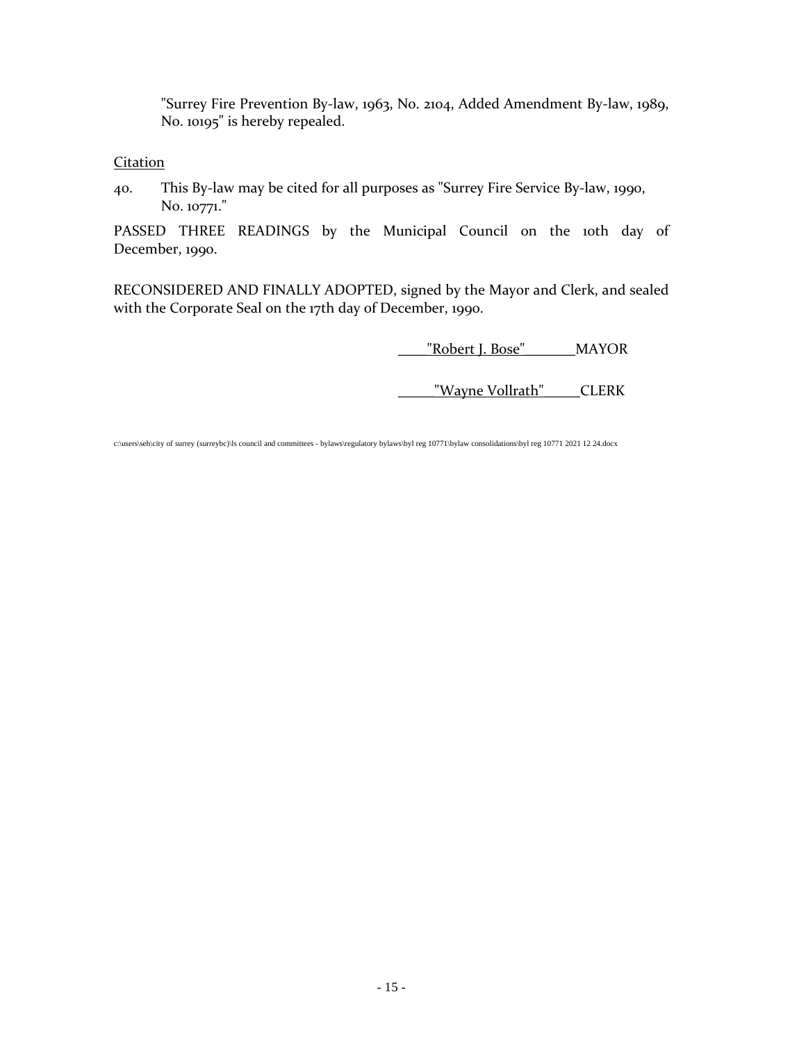"Surrey Fire Prevention By-law, 1963, No. 2104, Added Amendment By-law, 1989, No. 10195" is hereby repealed.

Citation

40. This By-law may be cited for all purposes as "Surrey Fire Service By-law, 1990, No. 10771."

PASSED THREE READINGS by the Municipal Council on the 10th day of December, 1990.

RECONSIDERED AND FINALLY ADOPTED, signed by the Mayor and Clerk, and sealed with the Corporate Seal on the 17th day of December, 1990.

"Robert J. Bose" MAYOR

"Wayne Vollrath" CLERK

c:\users\seh\city of surrey (surreybc)\ls council and committees - bylaws\regulatory bylaws\byl reg 10771\bylaw consolidations\byl reg 10771 2021 12 24.docx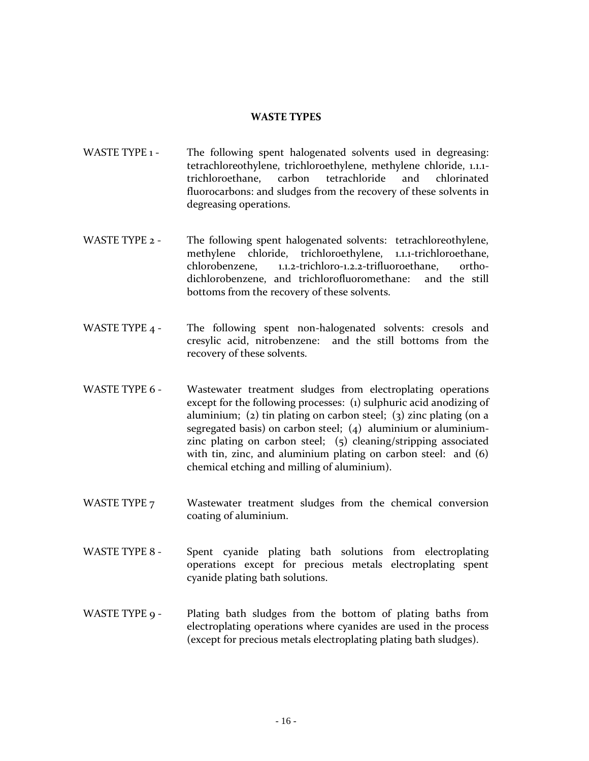**WASTE TYPES**

WASTE TYPE 1 - The following spent halogenated solvents used in degreasing: tetrachloroethylene, trichloroethylene, methylene chloride, 1.1.1-trichloroethane, carbon tetrachloride and chlorinated fluorocarbons: and sludges from the recovery of these solvents in degreasing operations.

WASTE TYPE 2 - The following spent halogenated solvents: tetrachloroethylene, methylene chloride, trichloroethylene, 1.1.1-trichloroethane, chlorobenzene, 1.1.2-trichloro-1.2.2-trifluoroethane, ortho-dichlorobenzene, and trichlorofluoromethane: and the still bottoms from the recovery of these solvents.

WASTE TYPE 4 - The following spent non-halogenated solvents: cresols and cresylic acid, nitrobenzene: and the still bottoms from the recovery of these solvents.

WASTE TYPE 6 - Wastewater treatment sludges from electroplating operations except for the following processes: (1) sulphuric acid anodizing of aluminium; (2) tin plating on carbon steel; (3) zinc plating (on a segregated basis) on carbon steel; (4) aluminium or aluminium-zinc plating on carbon steel; (5) cleaning/stripping associated with tin, zinc, and aluminium plating on carbon steel: and (6) chemical etching and milling of aluminium).

WASTE TYPE 7 Wastewater treatment sludges from the chemical conversion coating of aluminium.

WASTE TYPE 8 - Spent cyanide plating bath solutions from electroplating operations except for precious metals electroplating spent cyanide plating bath solutions.

WASTE TYPE 9 - Plating bath sludges from the bottom of plating baths from electroplating operations where cyanides are used in the process (except for precious metals electroplating plating bath sludges).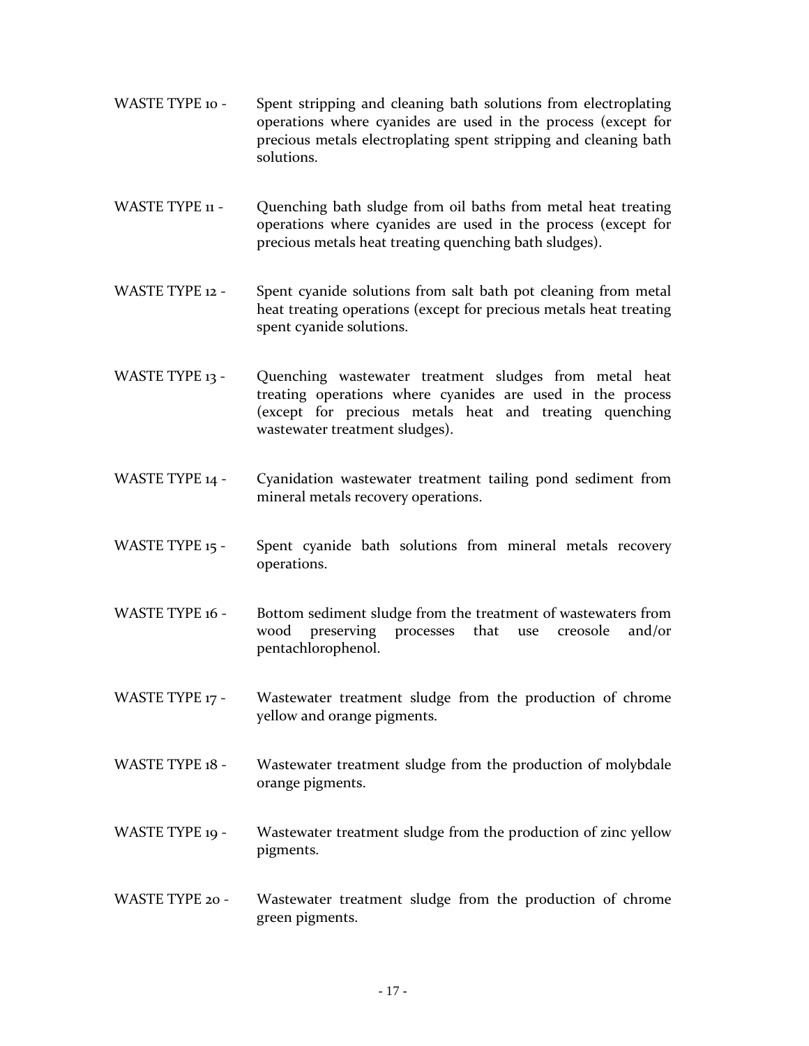WASTE TYPE 10 - Spent stripping and cleaning bath solutions from electroplating operations where cyanides are used in the process (except for precious metals electroplating spent stripping and cleaning bath solutions.

WASTE TYPE 11 - Quenching bath sludge from oil baths from metal heat treating operations where cyanides are used in the process (except for precious metals heat treating quenching bath sludges).

WASTE TYPE 12 - Spent cyanide solutions from salt bath pot cleaning from metal heat treating operations (except for precious metals heat treating spent cyanide solutions.

WASTE TYPE 13 - Quenching wastewater treatment sludges from metal heat treating operations where cyanides are used in the process (except for precious metals heat and treating quenching wastewater treatment sludges).

WASTE TYPE 14 - Cyanidation wastewater treatment tailing pond sediment from mineral metals recovery operations.

WASTE TYPE 15 - Spent cyanide bath solutions from mineral metals recovery operations.

WASTE TYPE 16 - Bottom sediment sludge from the treatment of wastewaters from wood preserving processes that use creosole and/or pentachlorophenol.

WASTE TYPE 17 - Wastewater treatment sludge from the production of chrome yellow and orange pigments.

WASTE TYPE 18 - Wastewater treatment sludge from the production of molybdale orange pigments.

WASTE TYPE 19 - Wastewater treatment sludge from the production of zinc yellow pigments.

WASTE TYPE 20 - Wastewater treatment sludge from the production of chrome green pigments.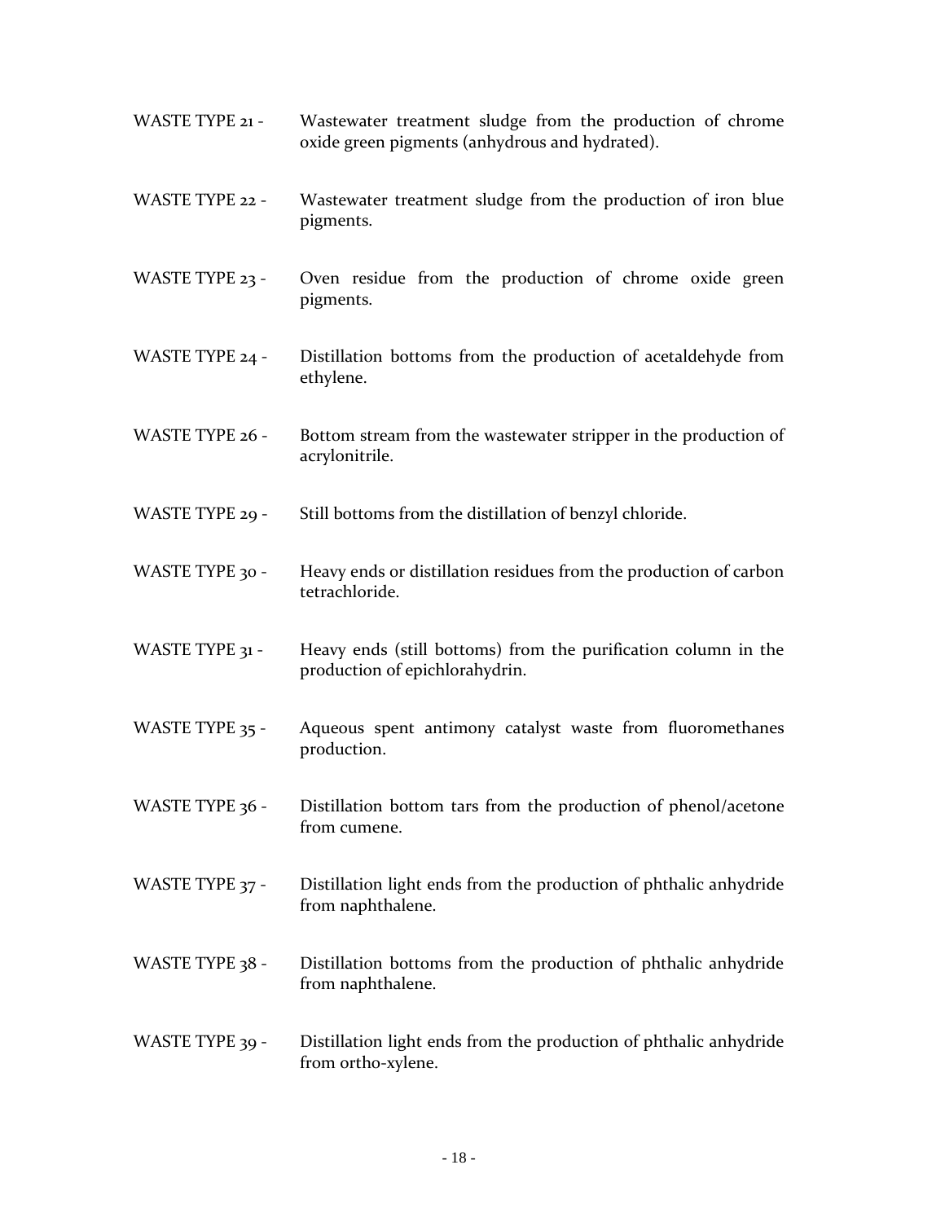WASTE TYPE 21 - Wastewater treatment sludge from the production of chrome oxide green pigments (anhydrous and hydrated).

WASTE TYPE 22 - Wastewater treatment sludge from the production of iron blue pigments.

WASTE TYPE 23 - Oven residue from the production of chrome oxide green pigments.

WASTE TYPE 24 - Distillation bottoms from the production of acetaldehyde from ethylene.

WASTE TYPE 26 - Bottom stream from the wastewater stripper in the production of acrylonitrile.

WASTE TYPE 29 - Still bottoms from the distillation of benzyl chloride.

WASTE TYPE 30 - Heavy ends or distillation residues from the production of carbon tetrachloride.

WASTE TYPE 31 - Heavy ends (still bottoms) from the purification column in the production of epichlorahydrin.

WASTE TYPE 35 - Aqueous spent antimony catalyst waste from fluoromethanes production.

WASTE TYPE 36 - Distillation bottom tars from the production of phenol/acetone from cumene.

WASTE TYPE 37 - Distillation light ends from the production of phthalic anhydride from naphthalene.

WASTE TYPE 38 - Distillation bottoms from the production of phthalic anhydride from naphthalene.

WASTE TYPE 39 - Distillation light ends from the production of phthalic anhydride from ortho-xylene.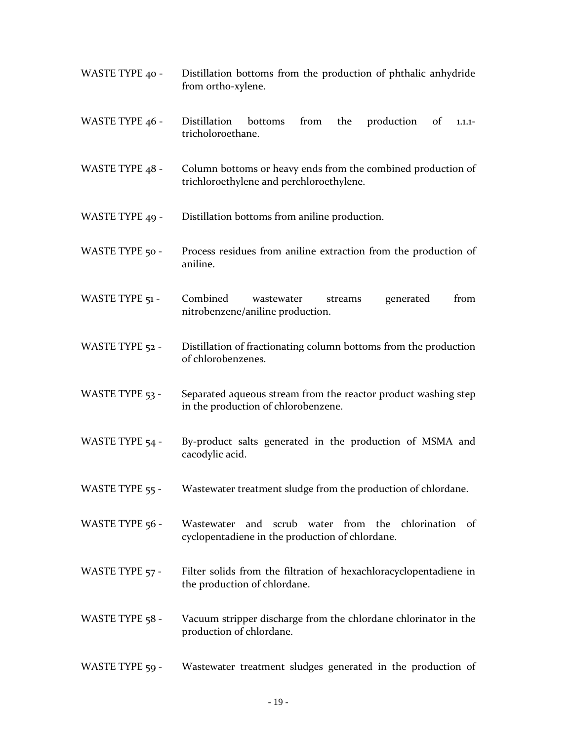WASTE TYPE 40 - Distillation bottoms from the production of phthalic anhydride from ortho-xylene.

WASTE TYPE 46 - Distillation bottoms from the production of 1.1.1-tricholoroethane.

WASTE TYPE 48 - Column bottoms or heavy ends from the combined production of trichloroethylene and perchloroethylene.

WASTE TYPE 49 - Distillation bottoms from aniline production.

WASTE TYPE 50 - Process residues from aniline extraction from the production of aniline.

WASTE TYPE 51 - Combined wastewater streams generated from nitrobenzene/aniline production.

WASTE TYPE 52 - Distillation of fractionating column bottoms from the production of chlorobenzenes.

WASTE TYPE 53 - Separated aqueous stream from the reactor product washing step in the production of chlorobenzene.

WASTE TYPE 54 - By-product salts generated in the production of MSMA and cacodylic acid.

WASTE TYPE 55 - Wastewater treatment sludge from the production of chlordane.

WASTE TYPE 56 - Wastewater and scrub water from the chlorination of cyclopentadiene in the production of chlordane.

WASTE TYPE 57 - Filter solids from the filtration of hexachloracyclopentadiene in the production of chlordane.

WASTE TYPE 58 - Vacuum stripper discharge from the chlordane chlorinator in the production of chlordane.

WASTE TYPE 59 - Wastewater treatment sludges generated in the production of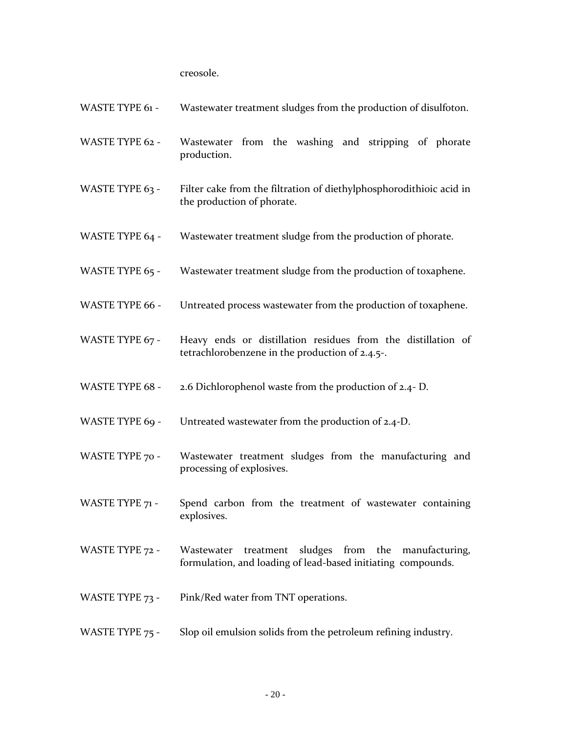creosole.

WASTE TYPE 61 - Wastewater treatment sludges from the production of disulfoton.

WASTE TYPE 62 - Wastewater from the washing and stripping of phorate production.

WASTE TYPE 63 - Filter cake from the filtration of diethylphosphorodithioic acid in the production of phorate.

WASTE TYPE 64 - Wastewater treatment sludge from the production of phorate.

WASTE TYPE 65 - Wastewater treatment sludge from the production of toxaphene.

WASTE TYPE 66 - Untreated process wastewater from the production of toxaphene.

WASTE TYPE 67 - Heavy ends or distillation residues from the distillation of tetrachlorobenzene in the production of 2.4.5-.

WASTE TYPE 68 - 2.6 Dichlorophenol waste from the production of 2.4- D.

WASTE TYPE 69 - Untreated wastewater from the production of 2.4-D.

WASTE TYPE 70 - Wastewater treatment sludges from the manufacturing and processing of explosives.

WASTE TYPE 71 - Spend carbon from the treatment of wastewater containing explosives.

WASTE TYPE 72 - Wastewater treatment sludges from the manufacturing, formulation, and loading of lead-based initiating compounds.

WASTE TYPE 73 - Pink/Red water from TNT operations.

WASTE TYPE 75 - Slop oil emulsion solids from the petroleum refining industry.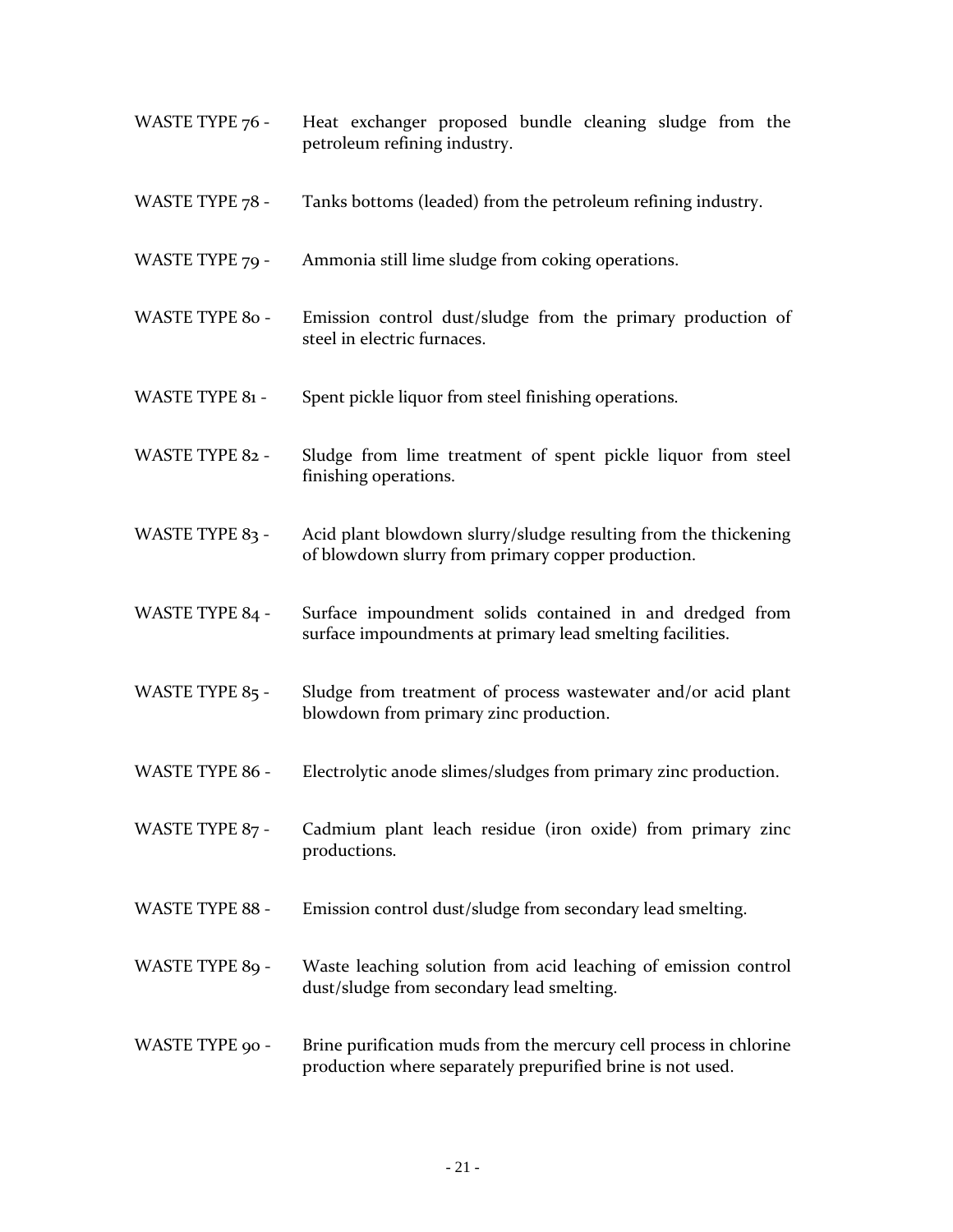WASTE TYPE 76 - Heat exchanger proposed bundle cleaning sludge from the petroleum refining industry.

WASTE TYPE 78 - Tanks bottoms (leaded) from the petroleum refining industry.

WASTE TYPE 79 - Ammonia still lime sludge from coking operations.

WASTE TYPE 80 - Emission control dust/sludge from the primary production of steel in electric furnaces.

WASTE TYPE 81 - Spent pickle liquor from steel finishing operations.

WASTE TYPE 82 - Sludge from lime treatment of spent pickle liquor from steel finishing operations.

WASTE TYPE 83 - Acid plant blowdown slurry/sludge resulting from the thickening of blowdown slurry from primary copper production.

WASTE TYPE 84 - Surface impoundment solids contained in and dredged from surface impoundments at primary lead smelting facilities.

WASTE TYPE 85 - Sludge from treatment of process wastewater and/or acid plant blowdown from primary zinc production.

WASTE TYPE 86 - Electrolytic anode slimes/sludges from primary zinc production.

WASTE TYPE 87 - Cadmium plant leach residue (iron oxide) from primary zinc productions.

WASTE TYPE 88 - Emission control dust/sludge from secondary lead smelting.

WASTE TYPE 89 - Waste leaching solution from acid leaching of emission control dust/sludge from secondary lead smelting.

WASTE TYPE 90 - Brine purification muds from the mercury cell process in chlorine production where separately prepurified brine is not used.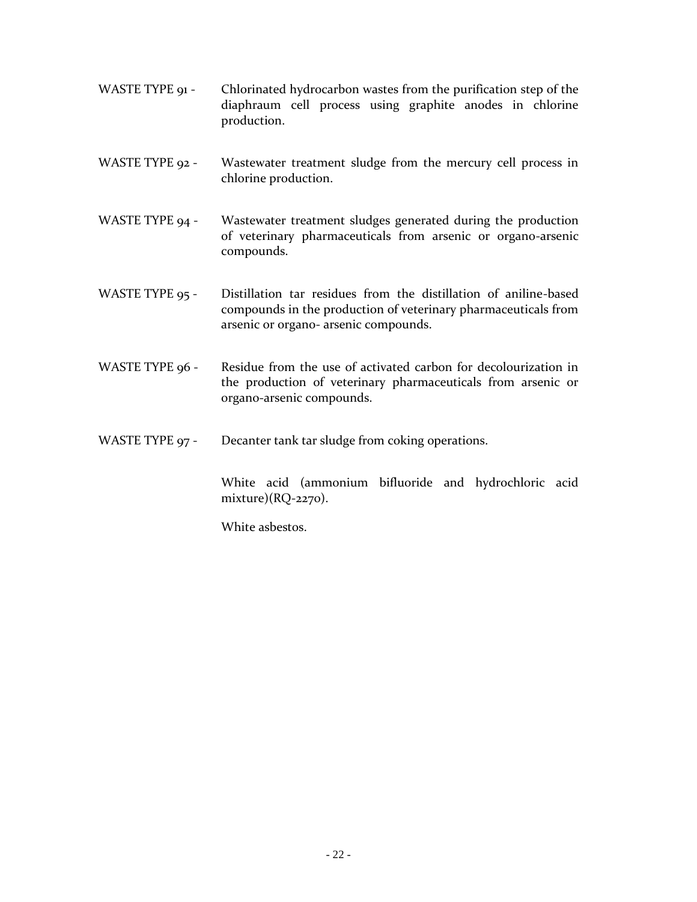WASTE TYPE 91 - Chlorinated hydrocarbon wastes from the purification step of the diaphraum cell process using graphite anodes in chlorine production.

WASTE TYPE 92 - Wastewater treatment sludge from the mercury cell process in chlorine production.

WASTE TYPE 94 - Wastewater treatment sludges generated during the production of veterinary pharmaceuticals from arsenic or organo-arsenic compounds.

WASTE TYPE 95 - Distillation tar residues from the distillation of aniline-based compounds in the production of veterinary pharmaceuticals from arsenic or organo- arsenic compounds.

WASTE TYPE 96 - Residue from the use of activated carbon for decolourization in the production of veterinary pharmaceuticals from arsenic or organo-arsenic compounds.

WASTE TYPE 97 - Decanter tank tar sludge from coking operations.

White acid (ammonium bifluoride and hydrochloric acid mixture)(RQ-2270).

White asbestos.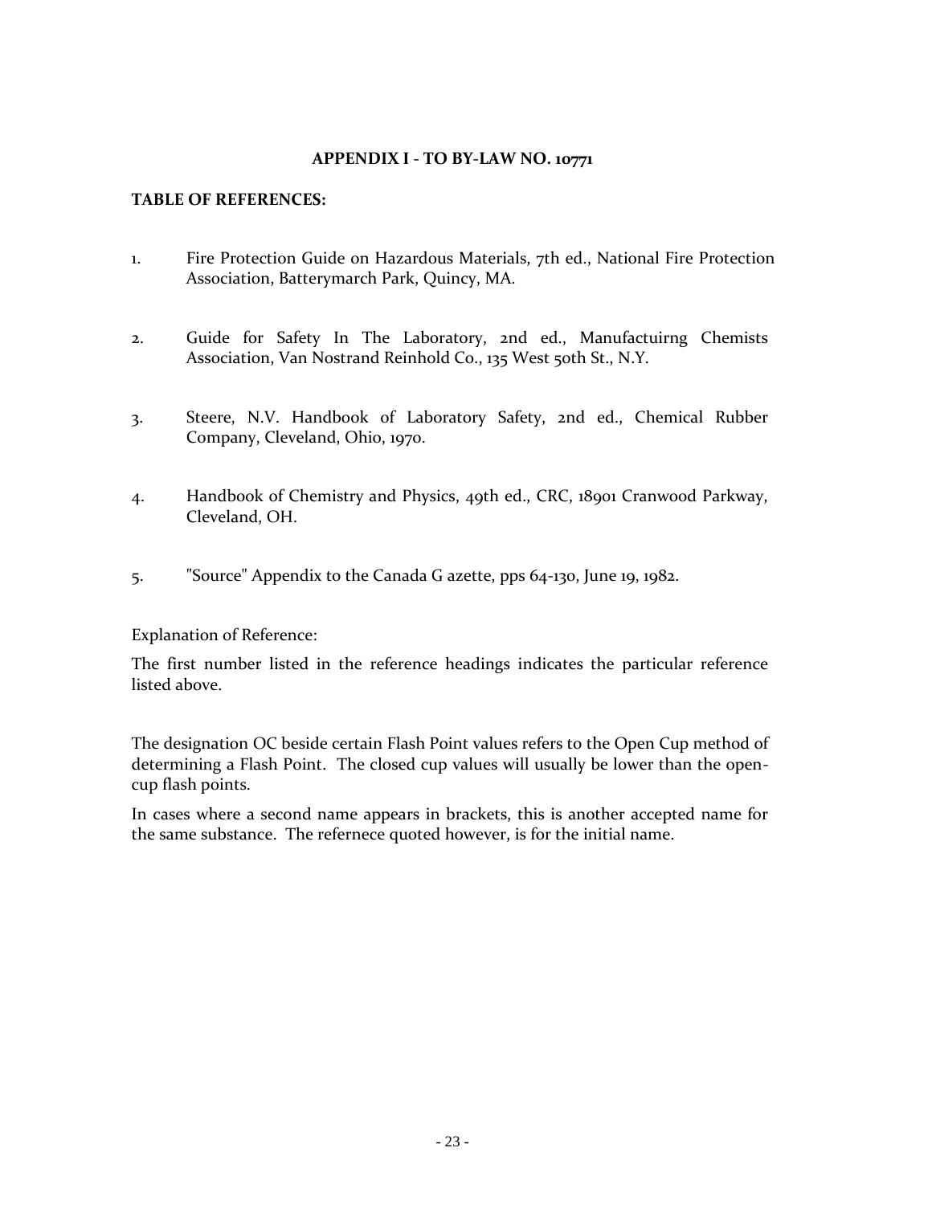## APPENDIX I - TO BY-LAW NO. 10771

**TABLE OF REFERENCES:**

1. Fire Protection Guide on Hazardous Materials, 7th ed., National Fire Protection Association, Batterymarch Park, Quincy, MA.

2. Guide for Safety In The Laboratory, 2nd ed., Manufactuirng Chemists Association, Van Nostrand Reinhold Co., 135 West 50th St., N.Y.

3. Steere, N.V. Handbook of Laboratory Safety, 2nd ed., Chemical Rubber Company, Cleveland, Ohio, 1970.

4. Handbook of Chemistry and Physics, 49th ed., CRC, 18901 Cranwood Parkway, Cleveland, OH.

5. "Source" Appendix to the Canada G azette, pps 64-130, June 19, 1982.

Explanation of Reference:

The first number listed in the reference headings indicates the particular reference listed above.

The designation OC beside certain Flash Point values refers to the Open Cup method of determining a Flash Point. The closed cup values will usually be lower than the open-cup flash points.

In cases where a second name appears in brackets, this is another accepted name for the same substance. The refernece quoted however, is for the initial name.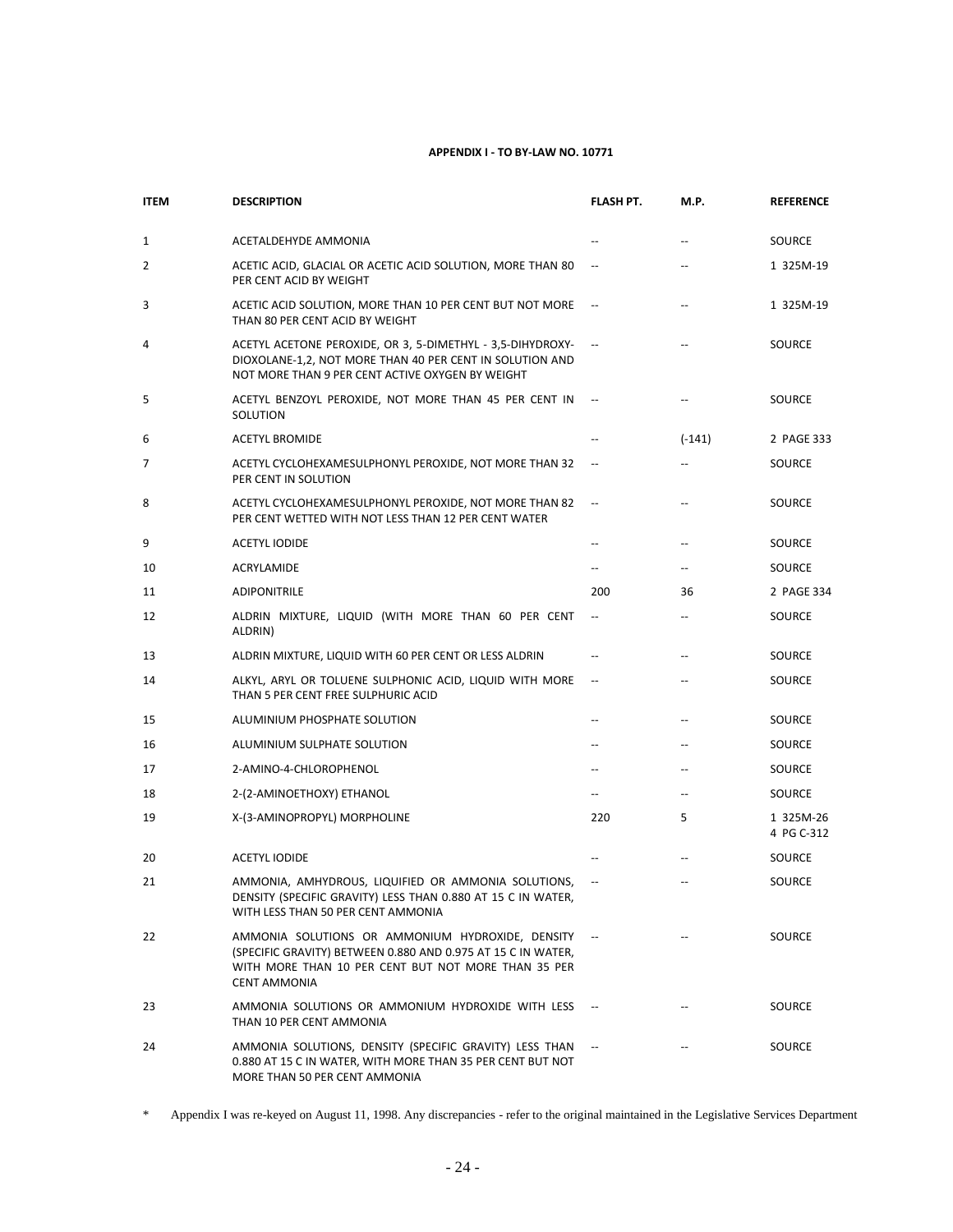**APPENDIX I - TO BY-LAW NO. 10771**

| ITEM | DESCRIPTION | FLASH PT. | M.P. | REFERENCE |
|---|---|---|---|---|
| 1 | ACETALDEHYDE AMMONIA | -- | -- | SOURCE |
| 2 | ACETIC ACID, GLACIAL OR ACETIC ACID SOLUTION, MORE THAN 80 PER CENT ACID BY WEIGHT | -- | -- | 1 325M-19 |
| 3 | ACETIC ACID SOLUTION, MORE THAN 10 PER CENT BUT NOT MORE THAN 80 PER CENT ACID BY WEIGHT | -- | -- | 1 325M-19 |
| 4 | ACETYL ACETONE PEROXIDE, OR 3, 5-DIMETHYL - 3,5-DIHYDROXY-DIOXOLANE-1,2, NOT MORE THAN 40 PER CENT IN SOLUTION AND NOT MORE THAN 9 PER CENT ACTIVE OXYGEN BY WEIGHT | -- | -- | SOURCE |
| 5 | ACETYL BENZOYL PEROXIDE, NOT MORE THAN 45 PER CENT IN SOLUTION | -- | -- | SOURCE |
| 6 | ACETYL BROMIDE | -- | (-141) | 2 PAGE 333 |
| 7 | ACETYL CYCLOHEXAMESULPHONYL PEROXIDE, NOT MORE THAN 32 PER CENT IN SOLUTION | -- | -- | SOURCE |
| 8 | ACETYL CYCLOHEXAMESULPHONYL PEROXIDE, NOT MORE THAN 82 PER CENT WETTED WITH NOT LESS THAN 12 PER CENT WATER | -- | -- | SOURCE |
| 9 | ACETYL IODIDE | -- | -- | SOURCE |
| 10 | ACRYLAMIDE | -- | -- | SOURCE |
| 11 | ADIPONITRILE | 200 | 36 | 2 PAGE 334 |
| 12 | ALDRIN MIXTURE, LIQUID (WITH MORE THAN 60 PER CENT ALDRIN) | -- | -- | SOURCE |
| 13 | ALDRIN MIXTURE, LIQUID WITH 60 PER CENT OR LESS ALDRIN | -- | -- | SOURCE |
| 14 | ALKYL, ARYL OR TOLUENE SULPHONIC ACID, LIQUID WITH MORE THAN 5 PER CENT FREE SULPHURIC ACID | -- | -- | SOURCE |
| 15 | ALUMINIUM PHOSPHATE SOLUTION | -- | -- | SOURCE |
| 16 | ALUMINIUM SULPHATE SOLUTION | -- | -- | SOURCE |
| 17 | 2-AMINO-4-CHLOROPHENOL | -- | -- | SOURCE |
| 18 | 2-(2-AMINOETHOXY) ETHANOL | -- | -- | SOURCE |
| 19 | X-(3-AMINOPROPYL) MORPHOLINE | 220 | 5 | 1 325M-26<br>4 PG C-312 |
| 20 | ACETYL IODIDE | -- | -- | SOURCE |
| 21 | AMMONIA, AMHYDROUS, LIQUIFIED OR AMMONIA SOLUTIONS, DENSITY (SPECIFIC GRAVITY) LESS THAN 0.880 AT 15 C IN WATER, WITH LESS THAN 50 PER CENT AMMONIA | -- | -- | SOURCE |
| 22 | AMMONIA SOLUTIONS OR AMMONIUM HYDROXIDE, DENSITY (SPECIFIC GRAVITY) BETWEEN 0.880 AND 0.975 AT 15 C IN WATER, WITH MORE THAN 10 PER CENT BUT NOT MORE THAN 35 PER CENT AMMONIA | -- | -- | SOURCE |
| 23 | AMMONIA SOLUTIONS OR AMMONIUM HYDROXIDE WITH LESS THAN 10 PER CENT AMMONIA | -- | -- | SOURCE |
| 24 | AMMONIA SOLUTIONS, DENSITY (SPECIFIC GRAVITY) LESS THAN 0.880 AT 15 C IN WATER, WITH MORE THAN 35 PER CENT BUT NOT MORE THAN 50 PER CENT AMMONIA | -- | -- | SOURCE |

\* Appendix I was re-keyed on August 11, 1998. Any discrepancies - refer to the original maintained in the Legislative Services Department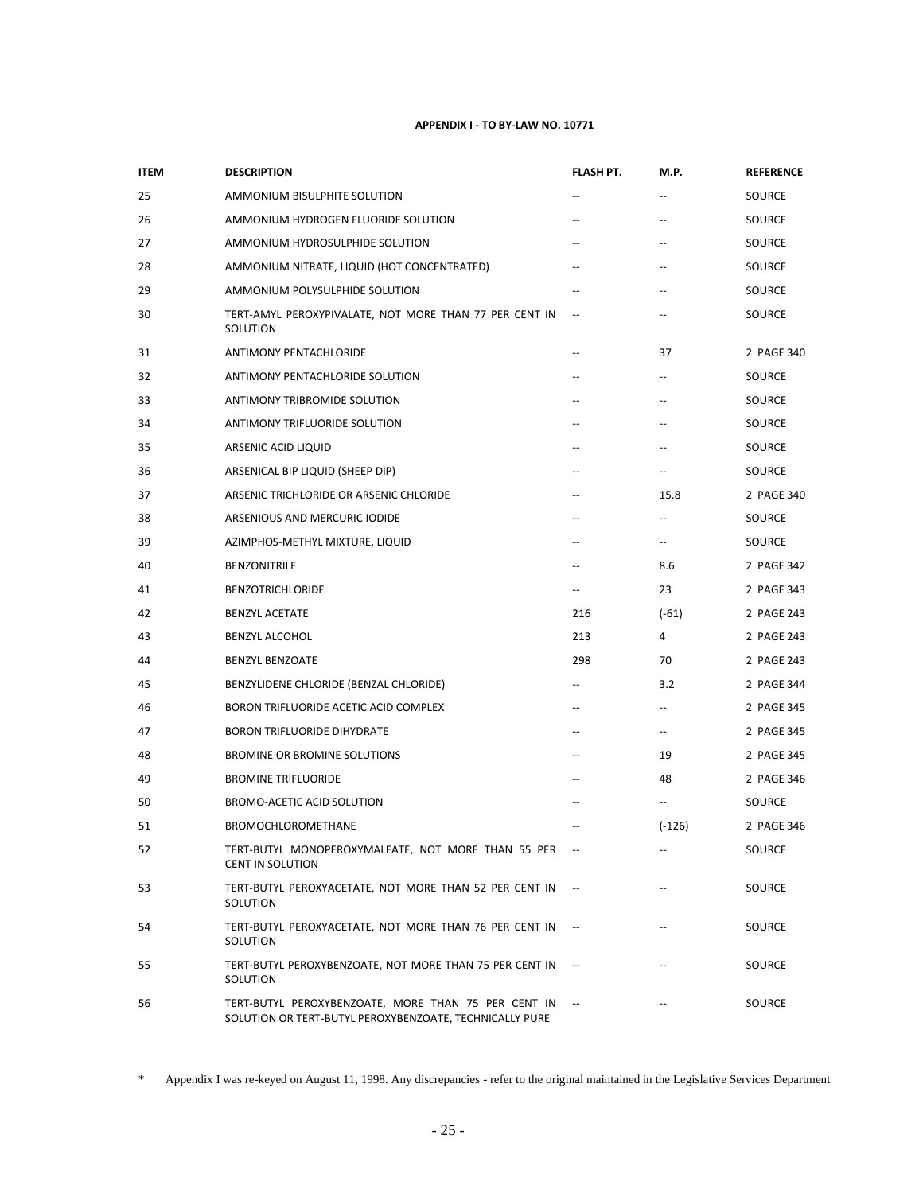**APPENDIX I - TO BY-LAW NO. 10771**

| ITEM | DESCRIPTION | FLASH PT. | M.P. | REFERENCE |
|---|---|---|---|---|
| 25 | AMMONIUM BISULPHITE SOLUTION | -- | -- | SOURCE |
| 26 | AMMONIUM HYDROGEN FLUORIDE SOLUTION | -- | -- | SOURCE |
| 27 | AMMONIUM HYDROSULPHIDE SOLUTION | -- | -- | SOURCE |
| 28 | AMMONIUM NITRATE, LIQUID (HOT CONCENTRATED) | -- | -- | SOURCE |
| 29 | AMMONIUM POLYSULPHIDE SOLUTION | -- | -- | SOURCE |
| 30 | TERT-AMYL PEROXYPIVALATE, NOT MORE THAN 77 PER CENT IN SOLUTION | -- | -- | SOURCE |
| 31 | ANTIMONY PENTACHLORIDE | -- | 37 | 2 PAGE 340 |
| 32 | ANTIMONY PENTACHLORIDE SOLUTION | -- | -- | SOURCE |
| 33 | ANTIMONY TRIBROMIDE SOLUTION | -- | -- | SOURCE |
| 34 | ANTIMONY TRIFLUORIDE SOLUTION | -- | -- | SOURCE |
| 35 | ARSENIC ACID LIQUID | -- | -- | SOURCE |
| 36 | ARSENICAL BIP LIQUID (SHEEP DIP) | -- | -- | SOURCE |
| 37 | ARSENIC TRICHLORIDE OR ARSENIC CHLORIDE | -- | 15.8 | 2 PAGE 340 |
| 38 | ARSENIOUS AND MERCURIC IODIDE | -- | -- | SOURCE |
| 39 | AZIMPHOS-METHYL MIXTURE, LIQUID | -- | -- | SOURCE |
| 40 | BENZONITRILE | -- | 8.6 | 2 PAGE 342 |
| 41 | BENZOTRICHLORIDE | -- | 23 | 2 PAGE 343 |
| 42 | BENZYL ACETATE | 216 | (-61) | 2 PAGE 243 |
| 43 | BENZYL ALCOHOL | 213 | 4 | 2 PAGE 243 |
| 44 | BENZYL BENZOATE | 298 | 70 | 2 PAGE 243 |
| 45 | BENZYLIDENE CHLORIDE (BENZAL CHLORIDE) | -- | 3.2 | 2 PAGE 344 |
| 46 | BORON TRIFLUORIDE ACETIC ACID COMPLEX | -- | -- | 2 PAGE 345 |
| 47 | BORON TRIFLUORIDE DIHYDRATE | -- | -- | 2 PAGE 345 |
| 48 | BROMINE OR BROMINE SOLUTIONS | -- | 19 | 2 PAGE 345 |
| 49 | BROMINE TRIFLUORIDE | -- | 48 | 2 PAGE 346 |
| 50 | BROMO-ACETIC ACID SOLUTION | -- | -- | SOURCE |
| 51 | BROMOCHLOROMETHANE | -- | (-126) | 2 PAGE 346 |
| 52 | TERT-BUTYL MONOPEROXYMALEATE, NOT MORE THAN 55 PER CENT IN SOLUTION | -- | -- | SOURCE |
| 53 | TERT-BUTYL PEROXYACETATE, NOT MORE THAN 52 PER CENT IN SOLUTION | -- | -- | SOURCE |
| 54 | TERT-BUTYL PEROXYACETATE, NOT MORE THAN 76 PER CENT IN SOLUTION | -- | -- | SOURCE |
| 55 | TERT-BUTYL PEROXYBENZOATE, NOT MORE THAN 75 PER CENT IN SOLUTION | -- | -- | SOURCE |
| 56 | TERT-BUTYL PEROXYBENZOATE, MORE THAN 75 PER CENT IN SOLUTION OR TERT-BUTYL PEROXYBENZOATE, TECHNICALLY PURE | -- | -- | SOURCE |

\* Appendix I was re-keyed on August 11, 1998. Any discrepancies - refer to the original maintained in the Legislative Services Department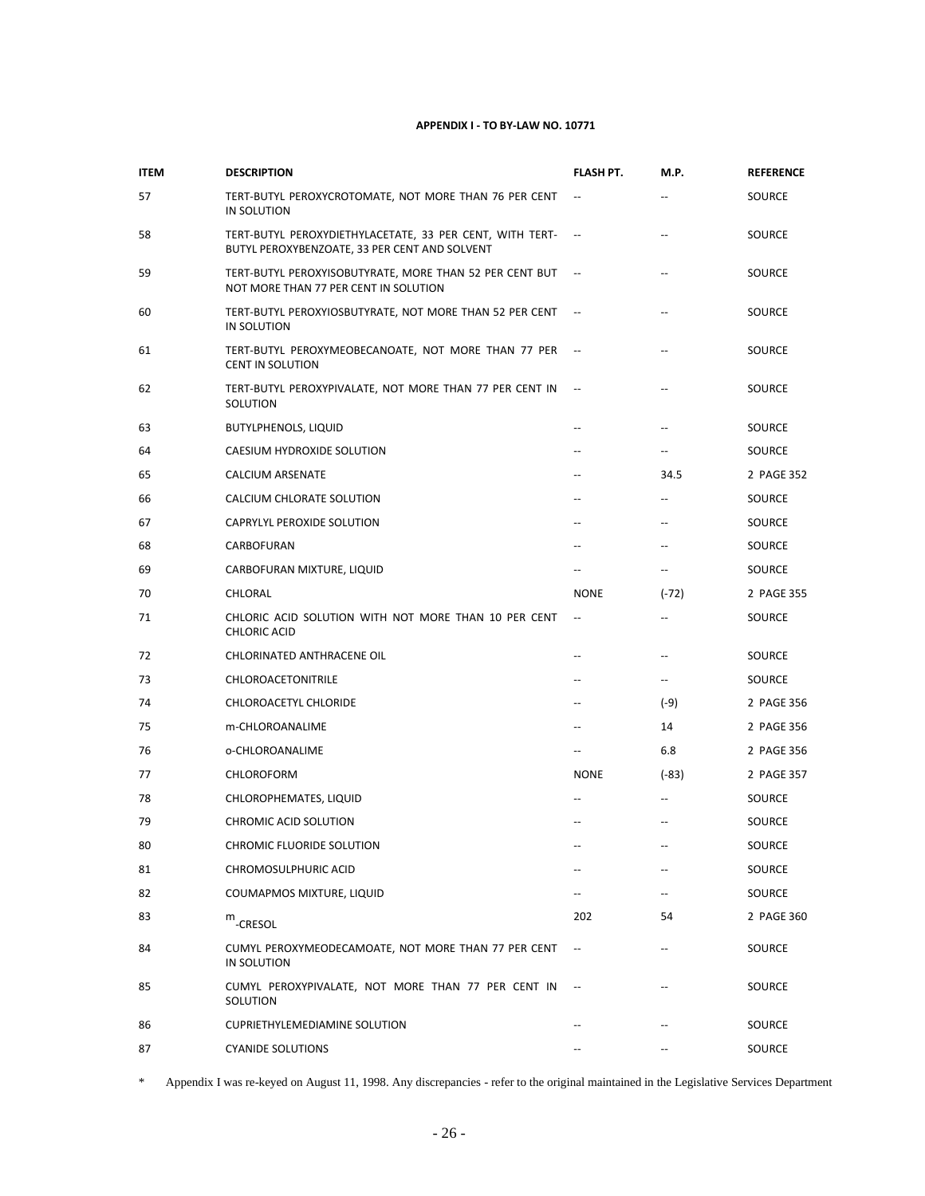**APPENDIX I - TO BY-LAW NO. 10771**

| ITEM | DESCRIPTION | FLASH PT. | M.P. | REFERENCE |
|---|---|---|---|---|
| 57 | TERT-BUTYL PEROXYCROTOMATE, NOT MORE THAN 76 PER CENT IN SOLUTION | -- | -- | SOURCE |
| 58 | TERT-BUTYL PEROXYDIETHYLACETATE, 33 PER CENT, WITH TERT-BUTYL PEROXYBENZOATE, 33 PER CENT AND SOLVENT | -- | -- | SOURCE |
| 59 | TERT-BUTYL PEROXYISOBUTYRATE, MORE THAN 52 PER CENT BUT NOT MORE THAN 77 PER CENT IN SOLUTION | -- | -- | SOURCE |
| 60 | TERT-BUTYL PEROXYIOSBUTYRATE, NOT MORE THAN 52 PER CENT IN SOLUTION | -- | -- | SOURCE |
| 61 | TERT-BUTYL PEROXYMEOBECANOATE, NOT MORE THAN 77 PER CENT IN SOLUTION | -- | -- | SOURCE |
| 62 | TERT-BUTYL PEROXYPIVALATE, NOT MORE THAN 77 PER CENT IN SOLUTION | -- | -- | SOURCE |
| 63 | BUTYLPHENOLS, LIQUID | -- | -- | SOURCE |
| 64 | CAESIUM HYDROXIDE SOLUTION | -- | -- | SOURCE |
| 65 | CALCIUM ARSENATE | -- | 34.5 | 2 PAGE 352 |
| 66 | CALCIUM CHLORATE SOLUTION | -- | -- | SOURCE |
| 67 | CAPRYLYL PEROXIDE SOLUTION | -- | -- | SOURCE |
| 68 | CARBOFURAN | -- | -- | SOURCE |
| 69 | CARBOFURAN MIXTURE, LIQUID | -- | -- | SOURCE |
| 70 | CHLORAL | NONE | (-72) | 2 PAGE 355 |
| 71 | CHLORIC ACID SOLUTION WITH NOT MORE THAN 10 PER CENT CHLORIC ACID | -- | -- | SOURCE |
| 72 | CHLORINATED ANTHRACENE OIL | -- | -- | SOURCE |
| 73 | CHLOROACETONITRILE | -- | -- | SOURCE |
| 74 | CHLOROACETYL CHLORIDE | -- | (-9) | 2 PAGE 356 |
| 75 | m-CHLOROANALIME | -- | 14 | 2 PAGE 356 |
| 76 | o-CHLOROANALIME | -- | 6.8 | 2 PAGE 356 |
| 77 | CHLOROFORM | NONE | (-83) | 2 PAGE 357 |
| 78 | CHLOROPHEMATES, LIQUID | -- | -- | SOURCE |
| 79 | CHROMIC ACID SOLUTION | -- | -- | SOURCE |
| 80 | CHROMIC FLUORIDE SOLUTION | -- | -- | SOURCE |
| 81 | CHROMOSULPHURIC ACID | -- | -- | SOURCE |
| 82 | COUMAPMOS MIXTURE, LIQUID | -- | -- | SOURCE |
| 83 | m-CRESOL | 202 | 54 | 2 PAGE 360 |
| 84 | CUMYL PEROXYMEODECAMOATE, NOT MORE THAN 77 PER CENT IN SOLUTION | -- | -- | SOURCE |
| 85 | CUMYL PEROXYPIVALATE, NOT MORE THAN 77 PER CENT IN SOLUTION | -- | -- | SOURCE |
| 86 | CUPRIETHYLEMEDIAMINE SOLUTION | -- | -- | SOURCE |
| 87 | CYANIDE SOLUTIONS | -- | -- | SOURCE |

\* Appendix I was re-keyed on August 11, 1998. Any discrepancies - refer to the original maintained in the Legislative Services Department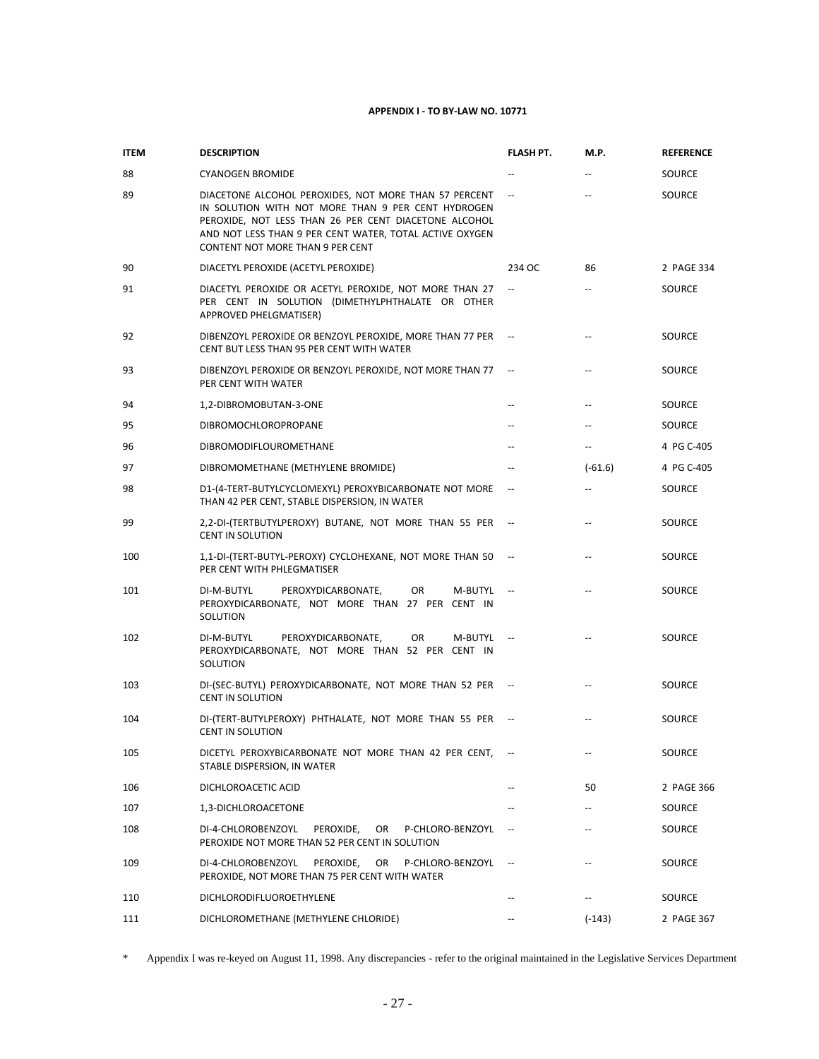**APPENDIX I - TO BY-LAW NO. 10771**

| ITEM | DESCRIPTION | FLASH PT. | M.P. | REFERENCE |
|---|---|---|---|---|
| 88 | CYANOGEN BROMIDE | -- | -- | SOURCE |
| 89 | DIACETONE ALCOHOL PEROXIDES, NOT MORE THAN 57 PERCENT IN SOLUTION WITH NOT MORE THAN 9 PER CENT HYDROGEN PEROXIDE, NOT LESS THAN 26 PER CENT DIACETONE ALCOHOL AND NOT LESS THAN 9 PER CENT WATER, TOTAL ACTIVE OXYGEN CONTENT NOT MORE THAN 9 PER CENT | -- | -- | SOURCE |
| 90 | DIACETYL PEROXIDE (ACETYL PEROXIDE) | 234 OC | 86 | 2 PAGE 334 |
| 91 | DIACETYL PEROXIDE OR ACETYL PEROXIDE, NOT MORE THAN 27 PER CENT IN SOLUTION (DIMETHYLPHTHALATE OR OTHER APPROVED PHELGMATISER) | -- | -- | SOURCE |
| 92 | DIBENZOYL PEROXIDE OR BENZOYL PEROXIDE, MORE THAN 77 PER CENT BUT LESS THAN 95 PER CENT WITH WATER | -- | -- | SOURCE |
| 93 | DIBENZOYL PEROXIDE OR BENZOYL PEROXIDE, NOT MORE THAN 77 PER CENT WITH WATER | -- | -- | SOURCE |
| 94 | 1,2-DIBROMOBUTAN-3-ONE | -- | -- | SOURCE |
| 95 | DIBROMOCHLOROPROPANE | -- | -- | SOURCE |
| 96 | DIBROMODIFLOUROMETHANE | -- | -- | 4 PG C-405 |
| 97 | DIBROMOMETHANE (METHYLENE BROMIDE) | -- | (-61.6) | 4 PG C-405 |
| 98 | D1-(4-TERT-BUTYLCYCLOMEXYL) PEROXYBICARBONATE NOT MORE THAN 42 PER CENT, STABLE DISPERSION, IN WATER | -- | -- | SOURCE |
| 99 | 2,2-DI-(TERTBUTYLPEROXY) BUTANE, NOT MORE THAN 55 PER CENT IN SOLUTION | -- | -- | SOURCE |
| 100 | 1,1-DI-(TERT-BUTYL-PEROXY) CYCLOHEXANE, NOT MORE THAN 50 PER CENT WITH PHLEGMATISER | -- | -- | SOURCE |
| 101 | DI-M-BUTYL PEROXYDICARBONATE, OR M-BUTYL PEROXYDICARBONATE, NOT MORE THAN 27 PER CENT IN SOLUTION | -- | -- | SOURCE |
| 102 | DI-M-BUTYL PEROXYDICARBONATE, OR M-BUTYL PEROXYDICARBONATE, NOT MORE THAN 52 PER CENT IN SOLUTION | -- | -- | SOURCE |
| 103 | DI-(SEC-BUTYL) PEROXYDICARBONATE, NOT MORE THAN 52 PER CENT IN SOLUTION | -- | -- | SOURCE |
| 104 | DI-(TERT-BUTYLPEROXY) PHTHALATE, NOT MORE THAN 55 PER CENT IN SOLUTION | -- | -- | SOURCE |
| 105 | DICETYL PEROXYBICARBONATE NOT MORE THAN 42 PER CENT, STABLE DISPERSION, IN WATER | -- | -- | SOURCE |
| 106 | DICHLOROACETIC ACID | -- | 50 | 2 PAGE 366 |
| 107 | 1,3-DICHLOROACETONE | -- | -- | SOURCE |
| 108 | DI-4-CHLOROBENZOYL PEROXIDE, OR P-CHLORO-BENZOYL PEROXIDE NOT MORE THAN 52 PER CENT IN SOLUTION | -- | -- | SOURCE |
| 109 | DI-4-CHLOROBENZOYL PEROXIDE, OR P-CHLORO-BENZOYL PEROXIDE, NOT MORE THAN 75 PER CENT WITH WATER | -- | -- | SOURCE |
| 110 | DICHLORODIFLUOROETHYLENE | -- | -- | SOURCE |
| 111 | DICHLOROMETHANE (METHYLENE CHLORIDE) | -- | (-143) | 2 PAGE 367 |

\* Appendix I was re-keyed on August 11, 1998. Any discrepancies - refer to the original maintained in the Legislative Services Department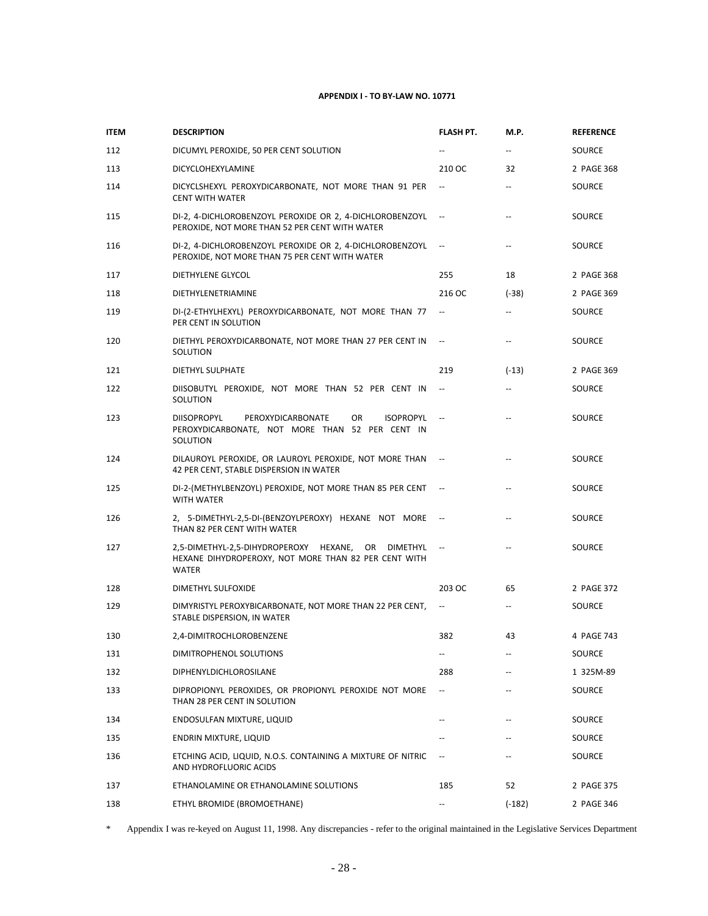**APPENDIX I - TO BY-LAW NO. 10771**

| ITEM | DESCRIPTION | FLASH PT. | M.P. | REFERENCE |
|---|---|---|---|---|
| 112 | DICUMYL PEROXIDE, 50 PER CENT SOLUTION | -- | -- | SOURCE |
| 113 | DICYCLOHEXYLAMINE | 210 OC | 32 | 2 PAGE 368 |
| 114 | DICYCLSHEXYL PEROXYDICARBONATE, NOT MORE THAN 91 PER CENT WITH WATER | -- | -- | SOURCE |
| 115 | DI-2, 4-DICHLOROBENZOYL PEROXIDE OR 2, 4-DICHLOROBENZOYL PEROXIDE, NOT MORE THAN 52 PER CENT WITH WATER | -- | -- | SOURCE |
| 116 | DI-2, 4-DICHLOROBENZOYL PEROXIDE OR 2, 4-DICHLOROBENZOYL PEROXIDE, NOT MORE THAN 75 PER CENT WITH WATER | -- | -- | SOURCE |
| 117 | DIETHYLENE GLYCOL | 255 | 18 | 2 PAGE 368 |
| 118 | DIETHYLENETRIAMINE | 216 OC | (-38) | 2 PAGE 369 |
| 119 | DI-(2-ETHYLHEXYL) PEROXYDICARBONATE, NOT MORE THAN 77 PER CENT IN SOLUTION | -- | -- | SOURCE |
| 120 | DIETHYL PEROXYDICARBONATE, NOT MORE THAN 27 PER CENT IN SOLUTION | -- | -- | SOURCE |
| 121 | DIETHYL SULPHATE | 219 | (-13) | 2 PAGE 369 |
| 122 | DIISOBUTYL PEROXIDE, NOT MORE THAN 52 PER CENT IN SOLUTION | -- | -- | SOURCE |
| 123 | DIISOPROPYL PEROXYDICARBONATE OR ISOPROPYL PEROXYDICARBONATE, NOT MORE THAN 52 PER CENT IN SOLUTION | -- | -- | SOURCE |
| 124 | DILAUROYL PEROXIDE, OR LAUROYL PEROXIDE, NOT MORE THAN 42 PER CENT, STABLE DISPERSION IN WATER | -- | -- | SOURCE |
| 125 | DI-2-(METHYLBENZOYL) PEROXIDE, NOT MORE THAN 85 PER CENT WITH WATER | -- | -- | SOURCE |
| 126 | 2, 5-DIMETHYL-2,5-DI-(BENZOYLPEROXY) HEXANE NOT MORE THAN 82 PER CENT WITH WATER | -- | -- | SOURCE |
| 127 | 2,5-DIMETHYL-2,5-DIHYDROPEROXY HEXANE, OR DIMETHYL HEXANE DIHYDROPEROXY, NOT MORE THAN 82 PER CENT WITH WATER | -- | -- | SOURCE |
| 128 | DIMETHYL SULFOXIDE | 203 OC | 65 | 2 PAGE 372 |
| 129 | DIMYRISTYL PEROXYBICARBONATE, NOT MORE THAN 22 PER CENT, STABLE DISPERSION, IN WATER | -- | -- | SOURCE |
| 130 | 2,4-DIMITROCHLOROBENZENE | 382 | 43 | 4 PAGE 743 |
| 131 | DIMITROPHENOL SOLUTIONS | -- | -- | SOURCE |
| 132 | DIPHENYLDICHLOROSILANE | 288 | -- | 1 325M-89 |
| 133 | DIPROPIONYL PEROXIDES, OR PROPIONYL PEROXIDE NOT MORE THAN 28 PER CENT IN SOLUTION | -- | -- | SOURCE |
| 134 | ENDOSULFAN MIXTURE, LIQUID | -- | -- | SOURCE |
| 135 | ENDRIN MIXTURE, LIQUID | -- | -- | SOURCE |
| 136 | ETCHING ACID, LIQUID, N.O.S. CONTAINING A MIXTURE OF NITRIC AND HYDROFLUORIC ACIDS | -- | -- | SOURCE |
| 137 | ETHANOLAMINE OR ETHANOLAMINE SOLUTIONS | 185 | 52 | 2 PAGE 375 |
| 138 | ETHYL BROMIDE (BROMOETHANE) | -- | (-182) | 2 PAGE 346 |

* Appendix I was re-keyed on August 11, 1998. Any discrepancies - refer to the original maintained in the Legislative Services Department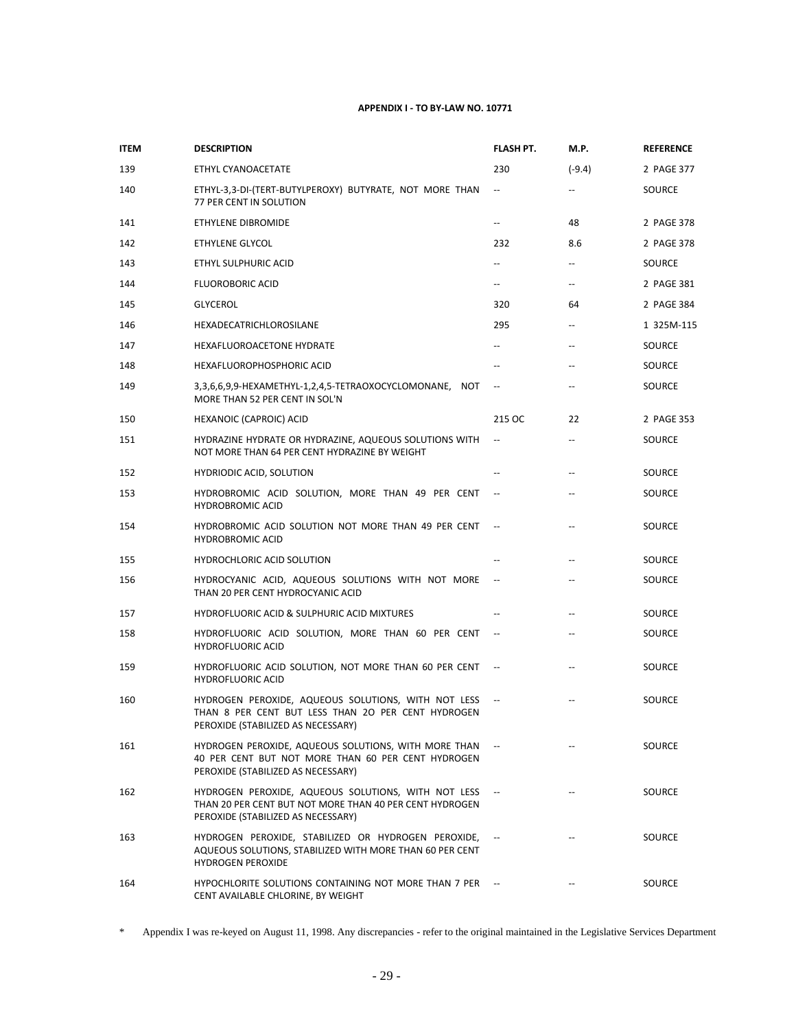**APPENDIX I - TO BY-LAW NO. 10771**

| ITEM | DESCRIPTION | FLASH PT. | M.P. | REFERENCE |
|---|---|---|---|---|
| 139 | ETHYL CYANOACETATE | 230 | (-9.4) | 2 PAGE 377 |
| 140 | ETHYL-3,3-DI-(TERT-BUTYLPEROXY) BUTYRATE, NOT MORE THAN 77 PER CENT IN SOLUTION | -- | -- | SOURCE |
| 141 | ETHYLENE DIBROMIDE | -- | 48 | 2 PAGE 378 |
| 142 | ETHYLENE GLYCOL | 232 | 8.6 | 2 PAGE 378 |
| 143 | ETHYL SULPHURIC ACID | -- | -- | SOURCE |
| 144 | FLUOROBORIC ACID | -- | -- | 2 PAGE 381 |
| 145 | GLYCEROL | 320 | 64 | 2 PAGE 384 |
| 146 | HEXADECATRICHLOROSILANE | 295 | -- | 1 325M-115 |
| 147 | HEXAFLUOROACETONE HYDRATE | -- | -- | SOURCE |
| 148 | HEXAFLUOROPHOSPHORIC ACID | -- | -- | SOURCE |
| 149 | 3,3,6,6,9,9-HEXAMETHYL-1,2,4,5-TETRAOXOCYCLOMONANE, NOT MORE THAN 52 PER CENT IN SOL'N | -- | -- | SOURCE |
| 150 | HEXANOIC (CAPROIC) ACID | 215 OC | 22 | 2 PAGE 353 |
| 151 | HYDRAZINE HYDRATE OR HYDRAZINE, AQUEOUS SOLUTIONS WITH NOT MORE THAN 64 PER CENT HYDRAZINE BY WEIGHT | -- | -- | SOURCE |
| 152 | HYDRIODIC ACID, SOLUTION | -- | -- | SOURCE |
| 153 | HYDROBROMIC ACID SOLUTION, MORE THAN 49 PER CENT HYDROBROMIC ACID | -- | -- | SOURCE |
| 154 | HYDROBROMIC ACID SOLUTION NOT MORE THAN 49 PER CENT HYDROBROMIC ACID | -- | -- | SOURCE |
| 155 | HYDROCHLORIC ACID SOLUTION | -- | -- | SOURCE |
| 156 | HYDROCYANIC ACID, AQUEOUS SOLUTIONS WITH NOT MORE THAN 20 PER CENT HYDROCYANIC ACID | -- | -- | SOURCE |
| 157 | HYDROFLUORIC ACID & SULPHURIC ACID MIXTURES | -- | -- | SOURCE |
| 158 | HYDROFLUORIC ACID SOLUTION, MORE THAN 60 PER CENT HYDROFLUORIC ACID | -- | -- | SOURCE |
| 159 | HYDROFLUORIC ACID SOLUTION, NOT MORE THAN 60 PER CENT HYDROFLUORIC ACID | -- | -- | SOURCE |
| 160 | HYDROGEN PEROXIDE, AQUEOUS SOLUTIONS, WITH NOT LESS THAN 8 PER CENT BUT LESS THAN 2O PER CENT HYDROGEN PEROXIDE (STABILIZED AS NECESSARY) | -- | -- | SOURCE |
| 161 | HYDROGEN PEROXIDE, AQUEOUS SOLUTIONS, WITH MORE THAN 40 PER CENT BUT NOT MORE THAN 60 PER CENT HYDROGEN PEROXIDE (STABILIZED AS NECESSARY) | -- | -- | SOURCE |
| 162 | HYDROGEN PEROXIDE, AQUEOUS SOLUTIONS, WITH NOT LESS THAN 20 PER CENT BUT NOT MORE THAN 40 PER CENT HYDROGEN PEROXIDE (STABILIZED AS NECESSARY) | -- | -- | SOURCE |
| 163 | HYDROGEN PEROXIDE, STABILIZED OR HYDROGEN PEROXIDE, AQUEOUS SOLUTIONS, STABILIZED WITH MORE THAN 60 PER CENT HYDROGEN PEROXIDE | -- | -- | SOURCE |
| 164 | HYPOCHLORITE SOLUTIONS CONTAINING NOT MORE THAN 7 PER CENT AVAILABLE CHLORINE, BY WEIGHT | -- | -- | SOURCE |

* Appendix I was re-keyed on August 11, 1998. Any discrepancies - refer to the original maintained in the Legislative Services Department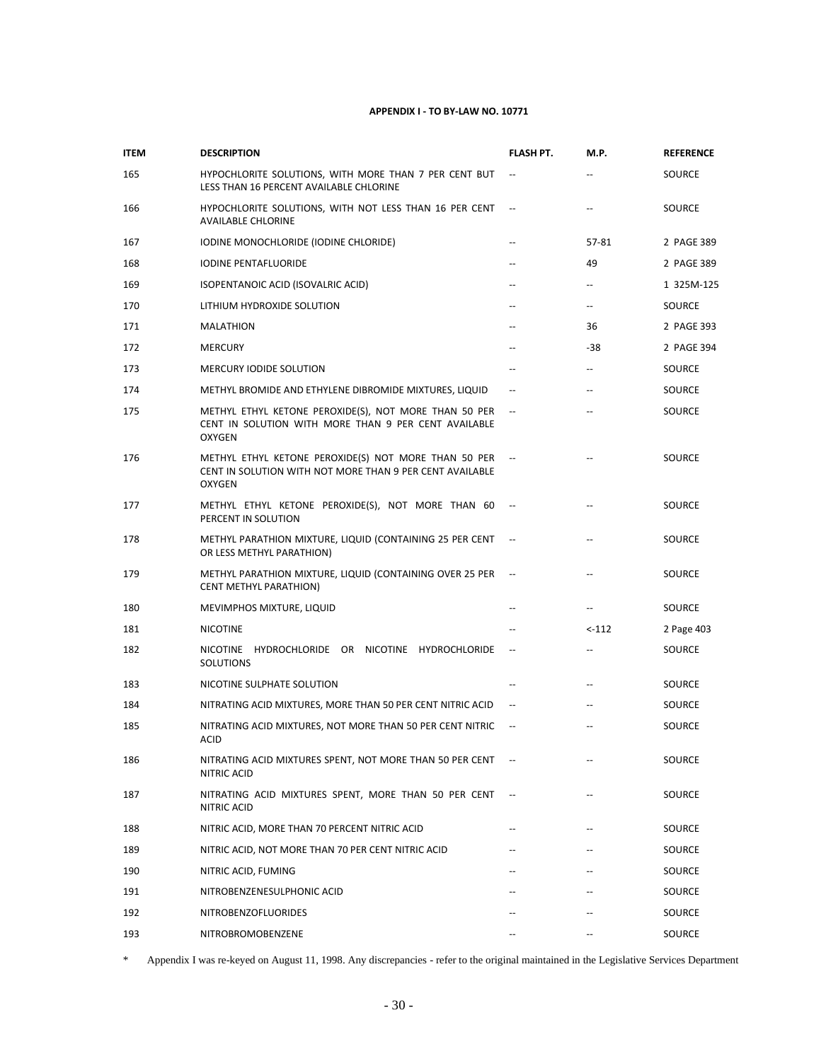**APPENDIX I - TO BY-LAW NO. 10771**

| ITEM | DESCRIPTION | FLASH PT. | M.P. | REFERENCE |
|---|---|---|---|---|
| 165 | HYPOCHLORITE SOLUTIONS, WITH MORE THAN 7 PER CENT BUT LESS THAN 16 PERCENT AVAILABLE CHLORINE | -- | -- | SOURCE |
| 166 | HYPOCHLORITE SOLUTIONS, WITH NOT LESS THAN 16 PER CENT AVAILABLE CHLORINE | -- | -- | SOURCE |
| 167 | IODINE MONOCHLORIDE (IODINE CHLORIDE) | -- | 57-81 | 2 PAGE 389 |
| 168 | IODINE PENTAFLUORIDE | -- | 49 | 2 PAGE 389 |
| 169 | ISOPENTANOIC ACID (ISOVALRIC ACID) | -- | -- | 1 325M-125 |
| 170 | LITHIUM HYDROXIDE SOLUTION | -- | -- | SOURCE |
| 171 | MALATHION | -- | 36 | 2 PAGE 393 |
| 172 | MERCURY | -- | -38 | 2 PAGE 394 |
| 173 | MERCURY IODIDE SOLUTION | -- | -- | SOURCE |
| 174 | METHYL BROMIDE AND ETHYLENE DIBROMIDE MIXTURES, LIQUID | -- | -- | SOURCE |
| 175 | METHYL ETHYL KETONE PEROXIDE(S), NOT MORE THAN 50 PER CENT IN SOLUTION WITH MORE THAN 9 PER CENT AVAILABLE OXYGEN | -- | -- | SOURCE |
| 176 | METHYL ETHYL KETONE PEROXIDE(S) NOT MORE THAN 50 PER CENT IN SOLUTION WITH NOT MORE THAN 9 PER CENT AVAILABLE OXYGEN | -- | -- | SOURCE |
| 177 | METHYL ETHYL KETONE PEROXIDE(S), NOT MORE THAN 60 PERCENT IN SOLUTION | -- | -- | SOURCE |
| 178 | METHYL PARATHION MIXTURE, LIQUID (CONTAINING 25 PER CENT OR LESS METHYL PARATHION) | -- | -- | SOURCE |
| 179 | METHYL PARATHION MIXTURE, LIQUID (CONTAINING OVER 25 PER CENT METHYL PARATHION) | -- | -- | SOURCE |
| 180 | MEVIMPHOS MIXTURE, LIQUID | -- | -- | SOURCE |
| 181 | NICOTINE | -- | <-112 | 2 Page 403 |
| 182 | NICOTINE HYDROCHLORIDE OR NICOTINE HYDROCHLORIDE SOLUTIONS | -- | -- | SOURCE |
| 183 | NICOTINE SULPHATE SOLUTION | -- | -- | SOURCE |
| 184 | NITRATING ACID MIXTURES, MORE THAN 50 PER CENT NITRIC ACID | -- | -- | SOURCE |
| 185 | NITRATING ACID MIXTURES, NOT MORE THAN 50 PER CENT NITRIC ACID | -- | -- | SOURCE |
| 186 | NITRATING ACID MIXTURES SPENT, NOT MORE THAN 50 PER CENT NITRIC ACID | -- | -- | SOURCE |
| 187 | NITRATING ACID MIXTURES SPENT, MORE THAN 50 PER CENT NITRIC ACID | -- | -- | SOURCE |
| 188 | NITRIC ACID, MORE THAN 70 PERCENT NITRIC ACID | -- | -- | SOURCE |
| 189 | NITRIC ACID, NOT MORE THAN 70 PER CENT NITRIC ACID | -- | -- | SOURCE |
| 190 | NITRIC ACID, FUMING | -- | -- | SOURCE |
| 191 | NITROBENZENESULPHONIC ACID | -- | -- | SOURCE |
| 192 | NITROBENZOFLUORIDES | -- | -- | SOURCE |
| 193 | NITROBROMOBENZENE | -- | -- | SOURCE |

* Appendix I was re-keyed on August 11, 1998. Any discrepancies - refer to the original maintained in the Legislative Services Department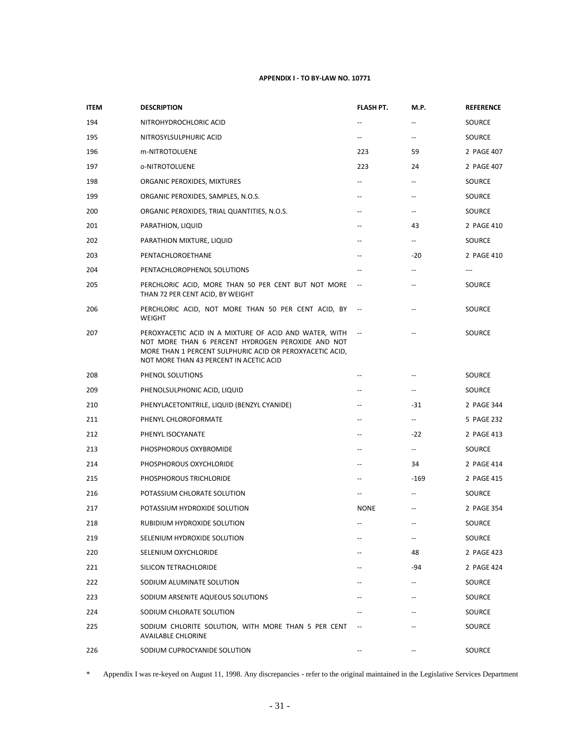**APPENDIX I - TO BY-LAW NO. 10771**

| ITEM | DESCRIPTION | FLASH PT. | M.P. | REFERENCE |
|---|---|---|---|---|
| 194 | NITROHYDROCHLORIC ACID | -- | -- | SOURCE |
| 195 | NITROSYLSULPHURIC ACID | -- | -- | SOURCE |
| 196 | m-NITROTOLUENE | 223 | 59 | 2 PAGE 407 |
| 197 | o-NITROTOLUENE | 223 | 24 | 2 PAGE 407 |
| 198 | ORGANIC PEROXIDES, MIXTURES | -- | -- | SOURCE |
| 199 | ORGANIC PEROXIDES, SAMPLES, N.O.S. | -- | -- | SOURCE |
| 200 | ORGANIC PEROXIDES, TRIAL QUANTITIES, N.O.S. | -- | -- | SOURCE |
| 201 | PARATHION, LIQUID | -- | 43 | 2 PAGE 410 |
| 202 | PARATHION MIXTURE, LIQUID | -- | -- | SOURCE |
| 203 | PENTACHLOROETHANE | -- | -20 | 2 PAGE 410 |
| 204 | PENTACHLOROPHENOL SOLUTIONS | -- | -- | --- |
| 205 | PERCHLORIC ACID, MORE THAN 50 PER CENT BUT NOT MORE THAN 72 PER CENT ACID, BY WEIGHT | -- | -- | SOURCE |
| 206 | PERCHLORIC ACID, NOT MORE THAN 50 PER CENT ACID, BY WEIGHT | -- | -- | SOURCE |
| 207 | PEROXYACETIC ACID IN A MIXTURE OF ACID AND WATER, WITH NOT MORE THAN 6 PERCENT HYDROGEN PEROXIDE AND NOT MORE THAN 1 PERCENT SULPHURIC ACID OR PEROXYACETIC ACID, NOT MORE THAN 43 PERCENT IN ACETIC ACID | -- | -- | SOURCE |
| 208 | PHENOL SOLUTIONS | -- | -- | SOURCE |
| 209 | PHENOLSULPHONIC ACID, LIQUID | -- | -- | SOURCE |
| 210 | PHENYLACETONITRILE, LIQUID (BENZYL CYANIDE) | -- | -31 | 2 PAGE 344 |
| 211 | PHENYL CHLOROFORMATE | -- | -- | 5 PAGE 232 |
| 212 | PHENYL ISOCYANATE | -- | -22 | 2 PAGE 413 |
| 213 | PHOSPHOROUS OXYBROMIDE | -- | -- | SOURCE |
| 214 | PHOSPHOROUS OXYCHLORIDE | -- | 34 | 2 PAGE 414 |
| 215 | PHOSPHOROUS TRICHLORIDE | -- | -169 | 2 PAGE 415 |
| 216 | POTASSIUM CHLORATE SOLUTION | -- | -- | SOURCE |
| 217 | POTASSIUM HYDROXIDE SOLUTION | NONE | -- | 2 PAGE 354 |
| 218 | RUBIDIUM HYDROXIDE SOLUTION | -- | -- | SOURCE |
| 219 | SELENIUM HYDROXIDE SOLUTION | -- | -- | SOURCE |
| 220 | SELENIUM OXYCHLORIDE | -- | 48 | 2 PAGE 423 |
| 221 | SILICON TETRACHLORIDE | -- | -94 | 2 PAGE 424 |
| 222 | SODIUM ALUMINATE SOLUTION | -- | -- | SOURCE |
| 223 | SODIUM ARSENITE AQUEOUS SOLUTIONS | -- | -- | SOURCE |
| 224 | SODIUM CHLORATE SOLUTION | -- | -- | SOURCE |
| 225 | SODIUM CHLORITE SOLUTION, WITH MORE THAN 5 PER CENT AVAILABLE CHLORINE | -- | -- | SOURCE |
| 226 | SODIUM CUPROCYANIDE SOLUTION | -- | -- | SOURCE |

\* Appendix I was re-keyed on August 11, 1998. Any discrepancies - refer to the original maintained in the Legislative Services Department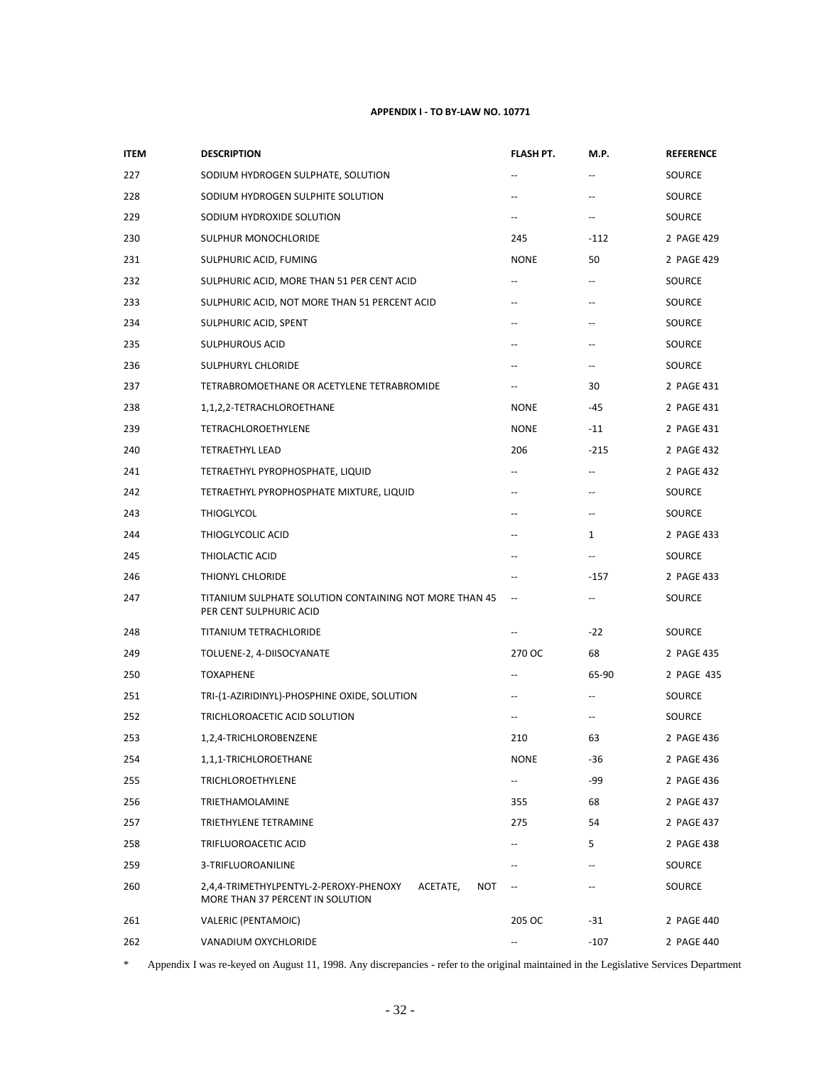**APPENDIX I - TO BY-LAW NO. 10771**

| ITEM | DESCRIPTION | FLASH PT. | M.P. | REFERENCE |
|---|---|---|---|---|
| 227 | SODIUM HYDROGEN SULPHATE, SOLUTION | -- | -- | SOURCE |
| 228 | SODIUM HYDROGEN SULPHITE SOLUTION | -- | -- | SOURCE |
| 229 | SODIUM HYDROXIDE SOLUTION | -- | -- | SOURCE |
| 230 | SULPHUR MONOCHLORIDE | 245 | -112 | 2 PAGE 429 |
| 231 | SULPHURIC ACID, FUMING | NONE | 50 | 2 PAGE 429 |
| 232 | SULPHURIC ACID, MORE THAN 51 PER CENT ACID | -- | -- | SOURCE |
| 233 | SULPHURIC ACID, NOT MORE THAN 51 PERCENT ACID | -- | -- | SOURCE |
| 234 | SULPHURIC ACID, SPENT | -- | -- | SOURCE |
| 235 | SULPHUROUS ACID | -- | -- | SOURCE |
| 236 | SULPHURYL CHLORIDE | -- | -- | SOURCE |
| 237 | TETRABROMOETHANE OR ACETYLENE TETRABROMIDE | -- | 30 | 2 PAGE 431 |
| 238 | 1,1,2,2-TETRACHLOROETHANE | NONE | -45 | 2 PAGE 431 |
| 239 | TETRACHLOROETHYLENE | NONE | -11 | 2 PAGE 431 |
| 240 | TETRAETHYL LEAD | 206 | -215 | 2 PAGE 432 |
| 241 | TETRAETHYL PYROPHOSPHATE, LIQUID | -- | -- | 2 PAGE 432 |
| 242 | TETRAETHYL PYROPHOSPHATE MIXTURE, LIQUID | -- | -- | SOURCE |
| 243 | THIOGLYCOL | -- | -- | SOURCE |
| 244 | THIOGLYCOLIC ACID | -- | 1 | 2 PAGE 433 |
| 245 | THIOLACTIC ACID | -- | -- | SOURCE |
| 246 | THIONYL CHLORIDE | -- | -157 | 2 PAGE 433 |
| 247 | TITANIUM SULPHATE SOLUTION CONTAINING NOT MORE THAN 45 PER CENT SULPHURIC ACID | -- | -- | SOURCE |
| 248 | TITANIUM TETRACHLORIDE | -- | -22 | SOURCE |
| 249 | TOLUENE-2, 4-DIISOCYANATE | 270 OC | 68 | 2 PAGE 435 |
| 250 | TOXAPHENE | -- | 65-90 | 2 PAGE 435 |
| 251 | TRI-(1-AZIRIDINYL)-PHOSPHINE OXIDE, SOLUTION | -- | -- | SOURCE |
| 252 | TRICHLOROACETIC ACID SOLUTION | -- | -- | SOURCE |
| 253 | 1,2,4-TRICHLOROBENZENE | 210 | 63 | 2 PAGE 436 |
| 254 | 1,1,1-TRICHLOROETHANE | NONE | -36 | 2 PAGE 436 |
| 255 | TRICHLOROETHYLENE | -- | -99 | 2 PAGE 436 |
| 256 | TRIETHAMOLAMINE | 355 | 68 | 2 PAGE 437 |
| 257 | TRIETHYLENE TETRAMINE | 275 | 54 | 2 PAGE 437 |
| 258 | TRIFLUOROACETIC ACID | -- | 5 | 2 PAGE 438 |
| 259 | 3-TRIFLUOROANILINE | -- | -- | SOURCE |
| 260 | 2,4,4-TRIMETHYLPENTYL-2-PEROXY-PHENOXY ACETATE, NOT MORE THAN 37 PERCENT IN SOLUTION | -- | -- | SOURCE |
| 261 | VALERIC (PENTAMOIC) | 205 OC | -31 | 2 PAGE 440 |
| 262 | VANADIUM OXYCHLORIDE | -- | -107 | 2 PAGE 440 |

\* Appendix I was re-keyed on August 11, 1998. Any discrepancies - refer to the original maintained in the Legislative Services Department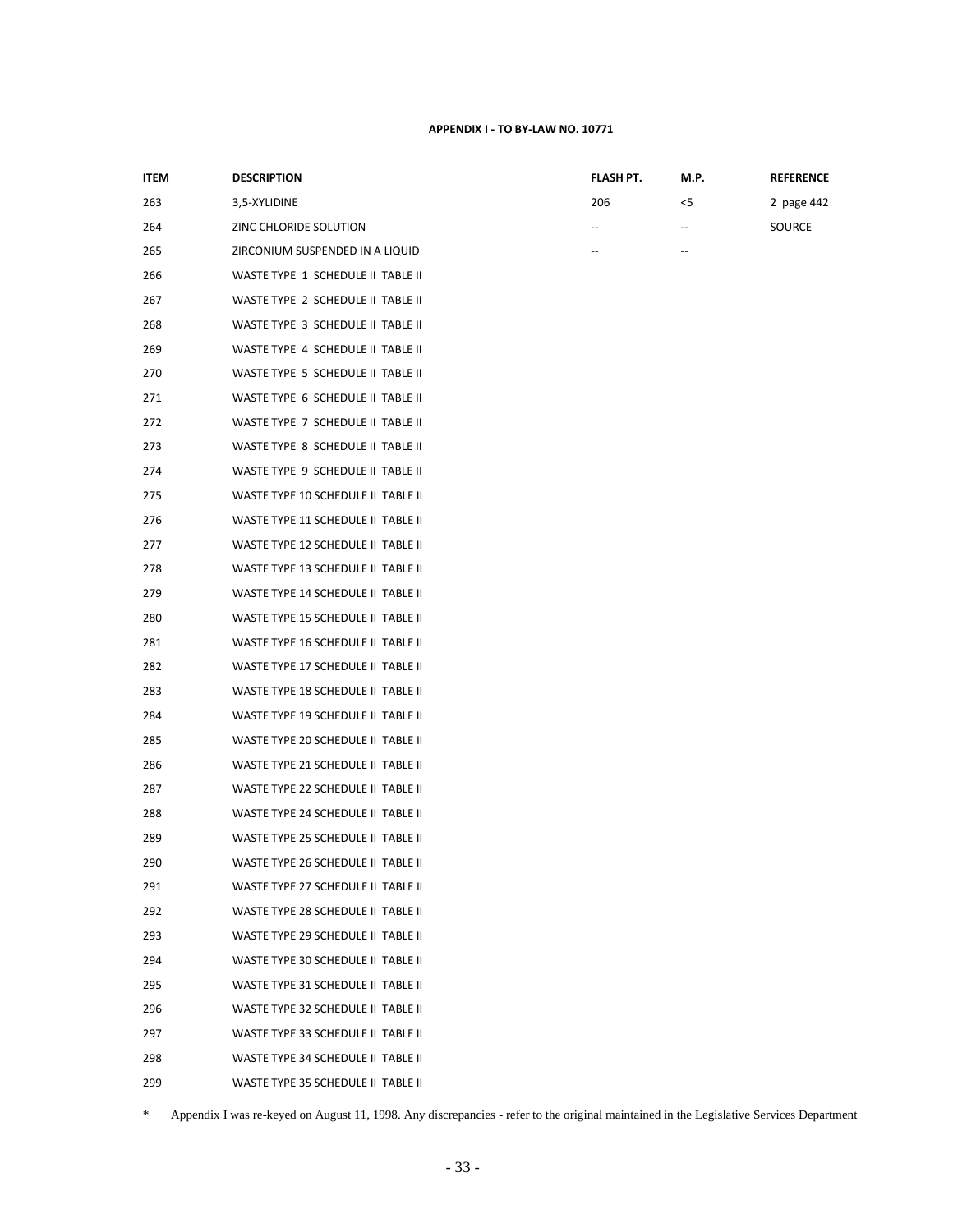**APPENDIX I - TO BY-LAW NO. 10771**

| ITEM | DESCRIPTION | FLASH PT. | M.P. | REFERENCE |
|---|---|---|---|---|
| 263 | 3,5-XYLIDINE | 206 | <5 | 2 page 442 |
| 264 | ZINC CHLORIDE SOLUTION | -- | -- | SOURCE |
| 265 | ZIRCONIUM SUSPENDED IN A LIQUID | -- | -- | |
| 266 | WASTE TYPE 1 SCHEDULE II TABLE II | | | |
| 267 | WASTE TYPE 2 SCHEDULE II TABLE II | | | |
| 268 | WASTE TYPE 3 SCHEDULE II TABLE II | | | |
| 269 | WASTE TYPE 4 SCHEDULE II TABLE II | | | |
| 270 | WASTE TYPE 5 SCHEDULE II TABLE II | | | |
| 271 | WASTE TYPE 6 SCHEDULE II TABLE II | | | |
| 272 | WASTE TYPE 7 SCHEDULE II TABLE II | | | |
| 273 | WASTE TYPE 8 SCHEDULE II TABLE II | | | |
| 274 | WASTE TYPE 9 SCHEDULE II TABLE II | | | |
| 275 | WASTE TYPE 10 SCHEDULE II TABLE II | | | |
| 276 | WASTE TYPE 11 SCHEDULE II TABLE II | | | |
| 277 | WASTE TYPE 12 SCHEDULE II TABLE II | | | |
| 278 | WASTE TYPE 13 SCHEDULE II TABLE II | | | |
| 279 | WASTE TYPE 14 SCHEDULE II TABLE II | | | |
| 280 | WASTE TYPE 15 SCHEDULE II TABLE II | | | |
| 281 | WASTE TYPE 16 SCHEDULE II TABLE II | | | |
| 282 | WASTE TYPE 17 SCHEDULE II TABLE II | | | |
| 283 | WASTE TYPE 18 SCHEDULE II TABLE II | | | |
| 284 | WASTE TYPE 19 SCHEDULE II TABLE II | | | |
| 285 | WASTE TYPE 20 SCHEDULE II TABLE II | | | |
| 286 | WASTE TYPE 21 SCHEDULE II TABLE II | | | |
| 287 | WASTE TYPE 22 SCHEDULE II TABLE II | | | |
| 288 | WASTE TYPE 24 SCHEDULE II TABLE II | | | |
| 289 | WASTE TYPE 25 SCHEDULE II TABLE II | | | |
| 290 | WASTE TYPE 26 SCHEDULE II TABLE II | | | |
| 291 | WASTE TYPE 27 SCHEDULE II TABLE II | | | |
| 292 | WASTE TYPE 28 SCHEDULE II TABLE II | | | |
| 293 | WASTE TYPE 29 SCHEDULE II TABLE II | | | |
| 294 | WASTE TYPE 30 SCHEDULE II TABLE II | | | |
| 295 | WASTE TYPE 31 SCHEDULE II TABLE II | | | |
| 296 | WASTE TYPE 32 SCHEDULE II TABLE II | | | |
| 297 | WASTE TYPE 33 SCHEDULE II TABLE II | | | |
| 298 | WASTE TYPE 34 SCHEDULE II TABLE II | | | |
| 299 | WASTE TYPE 35 SCHEDULE II TABLE II | | | |

\* Appendix I was re-keyed on August 11, 1998. Any discrepancies - refer to the original maintained in the Legislative Services Department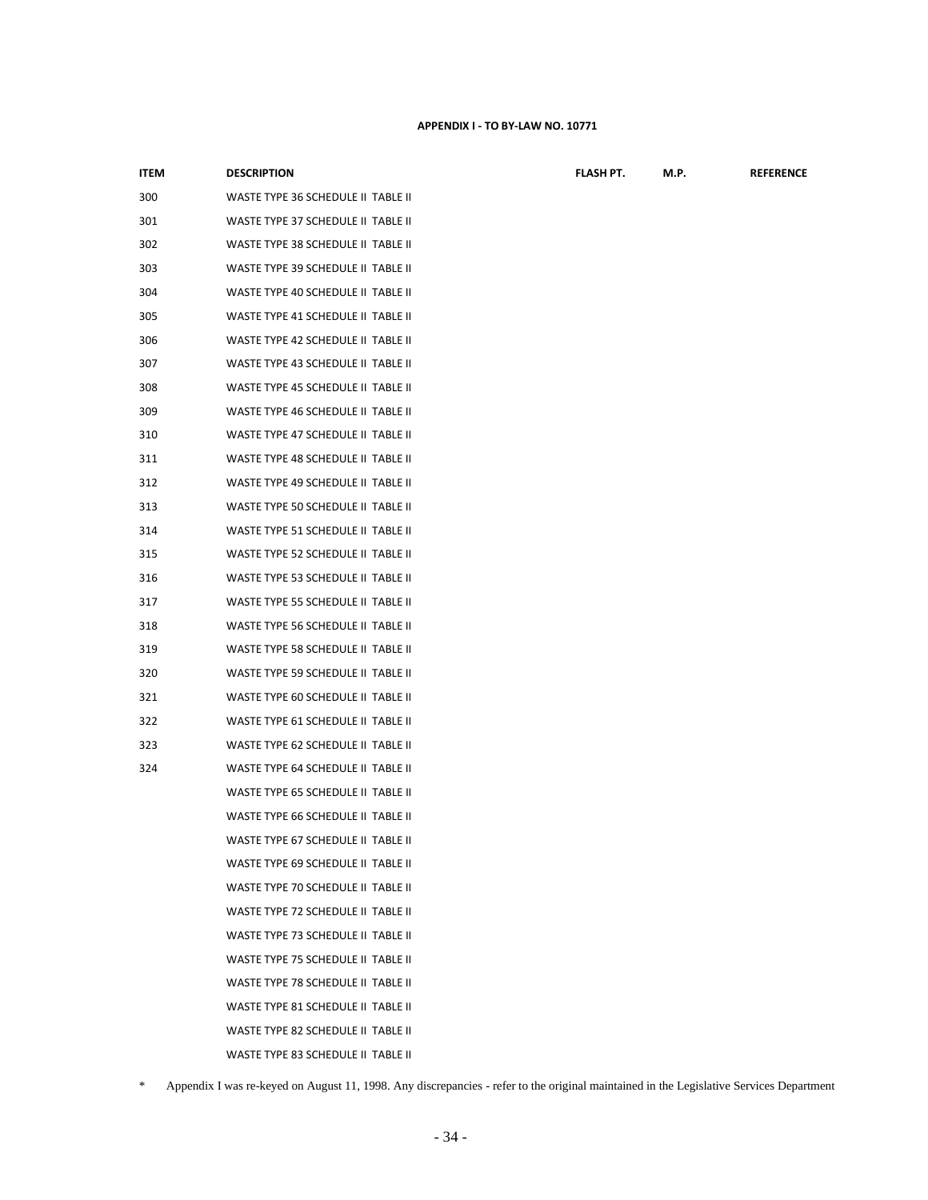**APPENDIX I - TO BY-LAW NO. 10771**

| ITEM | DESCRIPTION | FLASH PT. | M.P. | REFERENCE |
|---|---|---|---|---|
| 300 | WASTE TYPE 36 SCHEDULE II TABLE II | | | |
| 301 | WASTE TYPE 37 SCHEDULE II TABLE II | | | |
| 302 | WASTE TYPE 38 SCHEDULE II TABLE II | | | |
| 303 | WASTE TYPE 39 SCHEDULE II TABLE II | | | |
| 304 | WASTE TYPE 40 SCHEDULE II TABLE II | | | |
| 305 | WASTE TYPE 41 SCHEDULE II TABLE II | | | |
| 306 | WASTE TYPE 42 SCHEDULE II TABLE II | | | |
| 307 | WASTE TYPE 43 SCHEDULE II TABLE II | | | |
| 308 | WASTE TYPE 45 SCHEDULE II TABLE II | | | |
| 309 | WASTE TYPE 46 SCHEDULE II TABLE II | | | |
| 310 | WASTE TYPE 47 SCHEDULE II TABLE II | | | |
| 311 | WASTE TYPE 48 SCHEDULE II TABLE II | | | |
| 312 | WASTE TYPE 49 SCHEDULE II TABLE II | | | |
| 313 | WASTE TYPE 50 SCHEDULE II TABLE II | | | |
| 314 | WASTE TYPE 51 SCHEDULE II TABLE II | | | |
| 315 | WASTE TYPE 52 SCHEDULE II TABLE II | | | |
| 316 | WASTE TYPE 53 SCHEDULE II TABLE II | | | |
| 317 | WASTE TYPE 55 SCHEDULE II TABLE II | | | |
| 318 | WASTE TYPE 56 SCHEDULE II TABLE II | | | |
| 319 | WASTE TYPE 58 SCHEDULE II TABLE II | | | |
| 320 | WASTE TYPE 59 SCHEDULE II TABLE II | | | |
| 321 | WASTE TYPE 60 SCHEDULE II TABLE II | | | |
| 322 | WASTE TYPE 61 SCHEDULE II TABLE II | | | |
| 323 | WASTE TYPE 62 SCHEDULE II TABLE II | | | |
| 324 | WASTE TYPE 64 SCHEDULE II TABLE II | | | |
| | WASTE TYPE 65 SCHEDULE II TABLE II | | | |
| | WASTE TYPE 66 SCHEDULE II TABLE II | | | |
| | WASTE TYPE 67 SCHEDULE II TABLE II | | | |
| | WASTE TYPE 69 SCHEDULE II TABLE II | | | |
| | WASTE TYPE 70 SCHEDULE II TABLE II | | | |
| | WASTE TYPE 72 SCHEDULE II TABLE II | | | |
| | WASTE TYPE 73 SCHEDULE II TABLE II | | | |
| | WASTE TYPE 75 SCHEDULE II TABLE II | | | |
| | WASTE TYPE 78 SCHEDULE II TABLE II | | | |
| | WASTE TYPE 81 SCHEDULE II TABLE II | | | |
| | WASTE TYPE 82 SCHEDULE II TABLE II | | | |
| | WASTE TYPE 83 SCHEDULE II TABLE II | | | |

* Appendix I was re-keyed on August 11, 1998. Any discrepancies - refer to the original maintained in the Legislative Services Department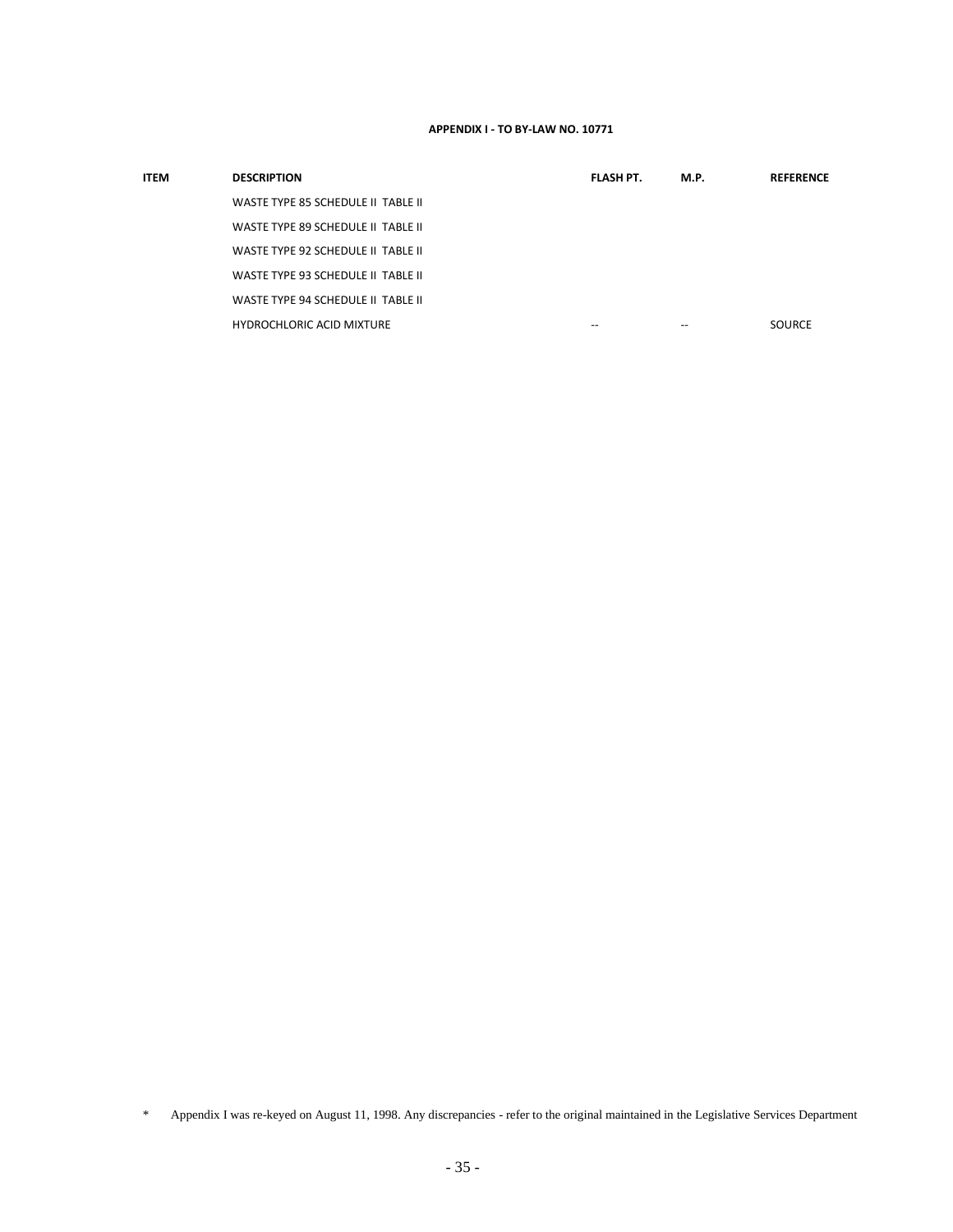**APPENDIX I - TO BY-LAW NO. 10771**

| ITEM | DESCRIPTION | FLASH PT. | M.P. | REFERENCE |
|---|---|---|---|---|
| | WASTE TYPE 85 SCHEDULE II TABLE II | | | |
| | WASTE TYPE 89 SCHEDULE II TABLE II | | | |
| | WASTE TYPE 92 SCHEDULE II TABLE II | | | |
| | WASTE TYPE 93 SCHEDULE II TABLE II | | | |
| | WASTE TYPE 94 SCHEDULE II TABLE II | | | |
| | HYDROCHLORIC ACID MIXTURE | -- | -- | SOURCE |

* Appendix I was re-keyed on August 11, 1998. Any discrepancies - refer to the original maintained in the Legislative Services Department